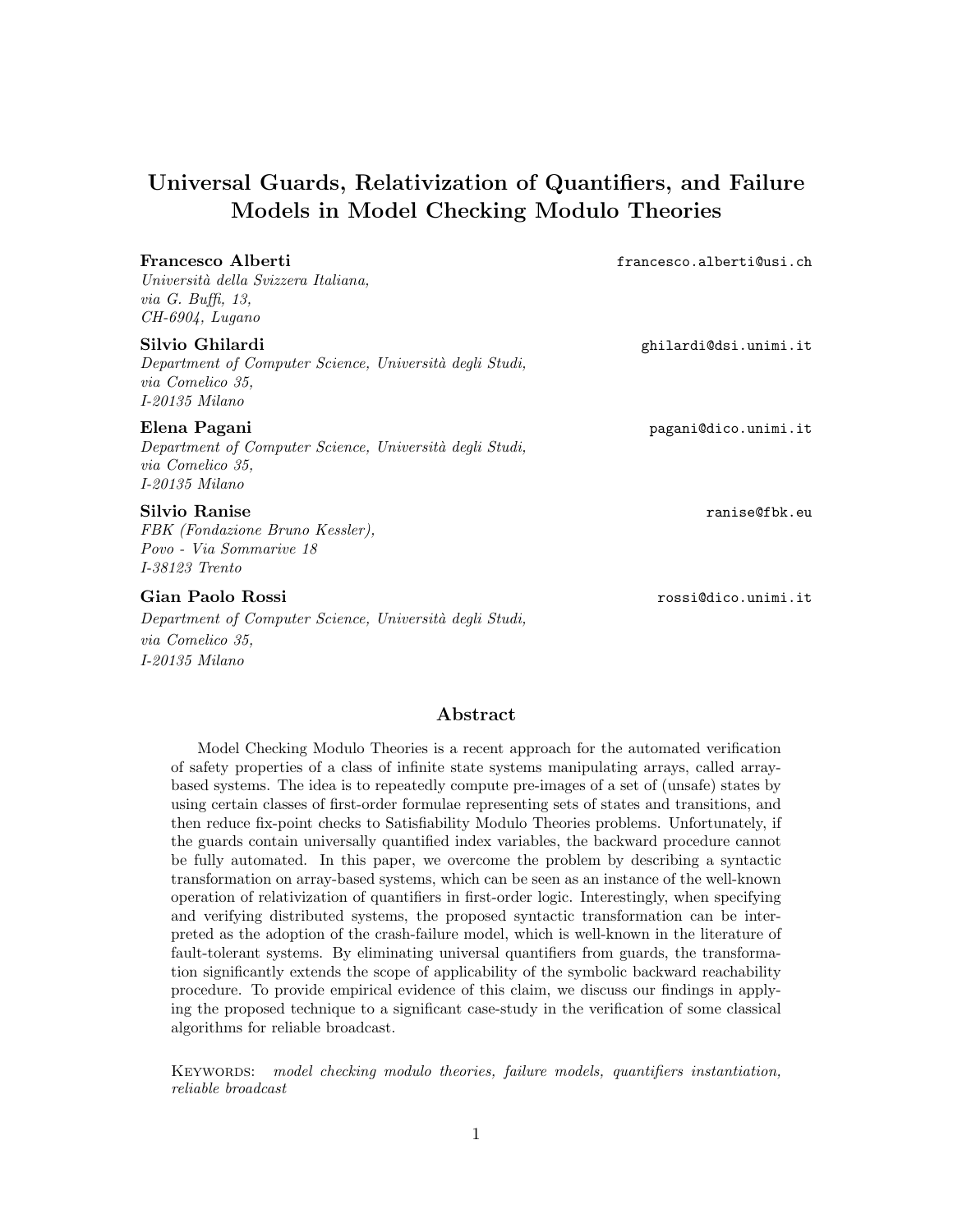# Universal Guards, Relativization of Quantifiers, and Failure Models in Model Checking Modulo Theories

**Francesco Alberti** francesco.alberti@usi.ch
*Università della Svizzera Italiana,*
*via G. Buffi, 13,*
*CH-6904, Lugano*

**Silvio Ghilardi** ghilardi@dsi.unimi.it
*Department of Computer Science, Università degli Studi,*
*via Comelico 35,*
*I-20135 Milano*

**Elena Pagani** pagani@dico.unimi.it
*Department of Computer Science, Università degli Studi,*
*via Comelico 35,*
*I-20135 Milano*

**Silvio Ranise** ranise@fbk.eu
*FBK (Fondazione Bruno Kessler),*
*Povo - Via Sommarive 18*
*I-38123 Trento*

**Gian Paolo Rossi** rossi@dico.unimi.it
*Department of Computer Science, Università degli Studi,*
*via Comelico 35,*
*I-20135 Milano*

## Abstract

Model Checking Modulo Theories is a recent approach for the automated verification of safety properties of a class of infinite state systems manipulating arrays, called array-based systems. The idea is to repeatedly compute pre-images of a set of (unsafe) states by using certain classes of first-order formulae representing sets of states and transitions, and then reduce fix-point checks to Satisfiability Modulo Theories problems. Unfortunately, if the guards contain universally quantified index variables, the backward procedure cannot be fully automated. In this paper, we overcome the problem by describing a syntactic transformation on array-based systems, which can be seen as an instance of the well-known operation of relativization of quantifiers in first-order logic. Interestingly, when specifying and verifying distributed systems, the proposed syntactic transformation can be interpreted as the adoption of the crash-failure model, which is well-known in the literature of fault-tolerant systems. By eliminating universal quantifiers from guards, the transformation significantly extends the scope of applicability of the symbolic backward reachability procedure. To provide empirical evidence of this claim, we discuss our findings in applying the proposed technique to a significant case-study in the verification of some classical algorithms for reliable broadcast.

KEYWORDS: *model checking modulo theories, failure models, quantifiers instantiation, reliable broadcast*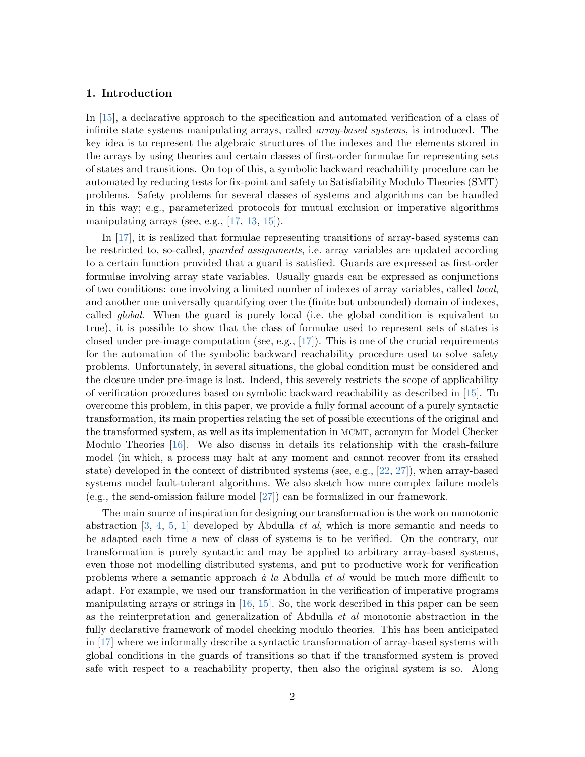## 1. Introduction

In [15], a declarative approach to the specification and automated verification of a class of infinite state systems manipulating arrays, called *array-based systems*, is introduced. The key idea is to represent the algebraic structures of the indexes and the elements stored in the arrays by using theories and certain classes of first-order formulae for representing sets of states and transitions. On top of this, a symbolic backward reachability procedure can be automated by reducing tests for fix-point and safety to Satisfiability Modulo Theories (SMT) problems. Safety problems for several classes of systems and algorithms can be handled in this way; e.g., parameterized protocols for mutual exclusion or imperative algorithms manipulating arrays (see, e.g., [17, 13, 15]).

In [17], it is realized that formulae representing transitions of array-based systems can be restricted to, so-called, *guarded assignments*, i.e. array variables are updated according to a certain function provided that a guard is satisfied. Guards are expressed as first-order formulae involving array state variables. Usually guards can be expressed as conjunctions of two conditions: one involving a limited number of indexes of array variables, called *local*, and another one universally quantifying over the (finite but unbounded) domain of indexes, called *global*. When the guard is purely local (i.e. the global condition is equivalent to true), it is possible to show that the class of formulae used to represent sets of states is closed under pre-image computation (see, e.g., [17]). This is one of the crucial requirements for the automation of the symbolic backward reachability procedure used to solve safety problems. Unfortunately, in several situations, the global condition must be considered and the closure under pre-image is lost. Indeed, this severely restricts the scope of applicability of verification procedures based on symbolic backward reachability as described in [15]. To overcome this problem, in this paper, we provide a fully formal account of a purely syntactic transformation, its main properties relating the set of possible executions of the original and the transformed system, as well as its implementation in MCMT, acronym for Model Checker Modulo Theories [16]. We also discuss in details its relationship with the crash-failure model (in which, a process may halt at any moment and cannot recover from its crashed state) developed in the context of distributed systems (see, e.g., [22, 27]), when array-based systems model fault-tolerant algorithms. We also sketch how more complex failure models (e.g., the send-omission failure model [27]) can be formalized in our framework.

The main source of inspiration for designing our transformation is the work on monotonic abstraction [3, 4, 5, 1] developed by Abdulla *et al*, which is more semantic and needs to be adapted each time a new of class of systems is to be verified. On the contrary, our transformation is purely syntactic and may be applied to arbitrary array-based systems, even those not modelling distributed systems, and put to productive work for verification problems where a semantic approach *à la* Abdulla *et al* would be much more difficult to adapt. For example, we used our transformation in the verification of imperative programs manipulating arrays or strings in [16, 15]. So, the work described in this paper can be seen as the reinterpretation and generalization of Abdulla *et al* monotonic abstraction in the fully declarative framework of model checking modulo theories. This has been anticipated in [17] where we informally describe a syntactic transformation of array-based systems with global conditions in the guards of transitions so that if the transformed system is proved safe with respect to a reachability property, then also the original system is so. Along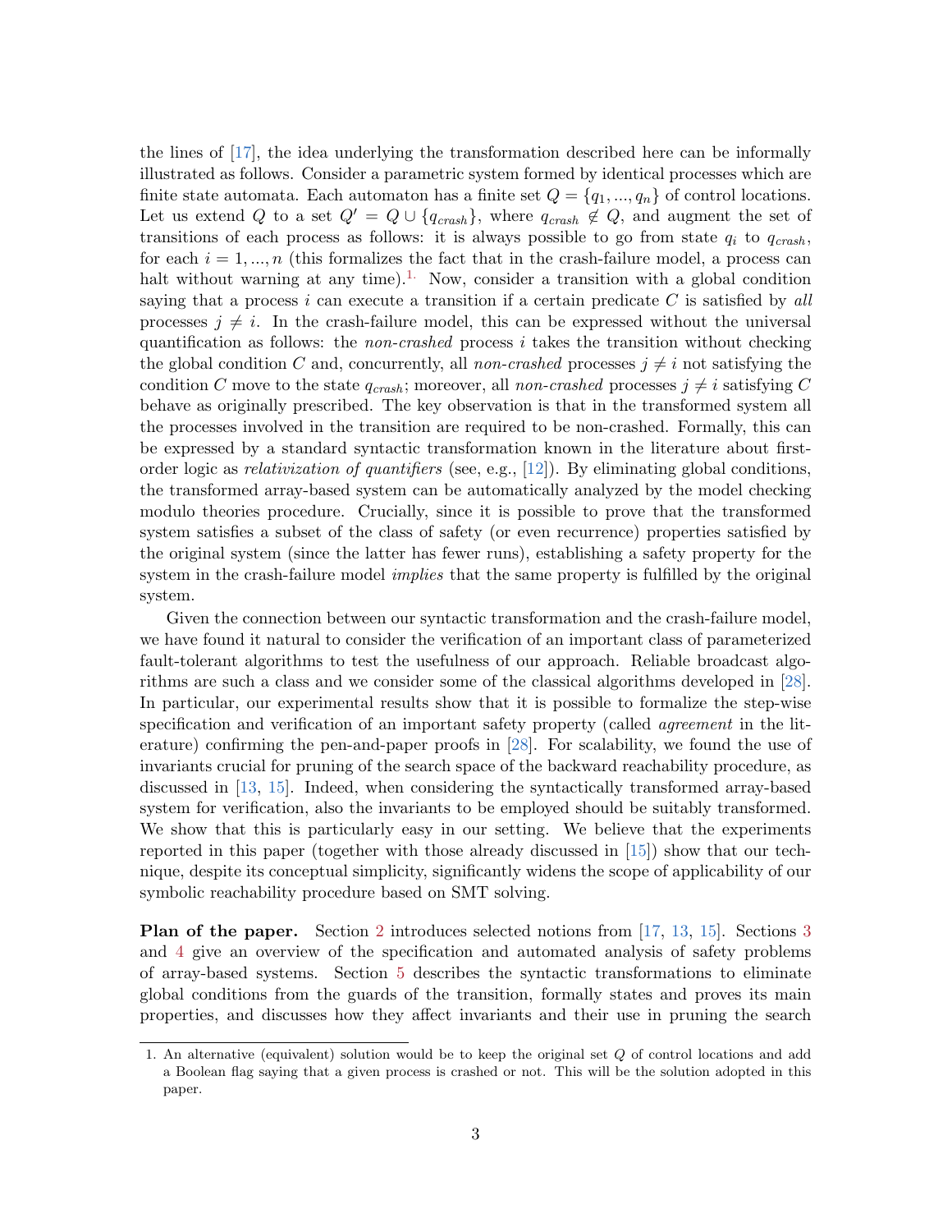the lines of [17], the idea underlying the transformation described here can be informally illustrated as follows. Consider a parametric system formed by identical processes which are finite state automata. Each automaton has a finite set $Q = \{q_1, ..., q_n\}$ of control locations. Let us extend $Q$ to a set $Q' = Q \cup \{q_{crash}\}$, where $q_{crash} \notin Q$, and augment the set of transitions of each process as follows: it is always possible to go from state $q_i$ to $q_{crash}$, for each $i = 1, ..., n$ (this formalizes the fact that in the crash-failure model, a process can halt without warning at any time).[1] Now, consider a transition with a global condition saying that a process $i$ can execute a transition if a certain predicate $C$ is satisfied by *all* processes $j \neq i$. In the crash-failure model, this can be expressed without the universal quantification as follows: the *non-crashed* process $i$ takes the transition without checking the global condition $C$ and, concurrently, all *non-crashed* processes $j \neq i$ not satisfying the condition $C$ move to the state $q_{crash}$; moreover, all *non-crashed* processes $j \neq i$ satisfying $C$ behave as originally prescribed. The key observation is that in the transformed system all the processes involved in the transition are required to be non-crashed. Formally, this can be expressed by a standard syntactic transformation known in the literature about first-order logic as *relativization of quantifiers* (see, e.g., [12]). By eliminating global conditions, the transformed array-based system can be automatically analyzed by the model checking modulo theories procedure. Crucially, since it is possible to prove that the transformed system satisfies a subset of the class of safety (or even recurrence) properties satisfied by the original system (since the latter has fewer runs), establishing a safety property for the system in the crash-failure model *implies* that the same property is fulfilled by the original system.

Given the connection between our syntactic transformation and the crash-failure model, we have found it natural to consider the verification of an important class of parameterized fault-tolerant algorithms to test the usefulness of our approach. Reliable broadcast algorithms are such a class and we consider some of the classical algorithms developed in [28]. In particular, our experimental results show that it is possible to formalize the step-wise specification and verification of an important safety property (called *agreement* in the literature) confirming the pen-and-paper proofs in [28]. For scalability, we found the use of invariants crucial for pruning of the search space of the backward reachability procedure, as discussed in [13, 15]. Indeed, when considering the syntactically transformed array-based system for verification, also the invariants to be employed should be suitably transformed. We show that this is particularly easy in our setting. We believe that the experiments reported in this paper (together with those already discussed in [15]) show that our technique, despite its conceptual simplicity, significantly widens the scope of applicability of our symbolic reachability procedure based on SMT solving.

**Plan of the paper.** Section 2 introduces selected notions from [17, 13, 15]. Sections 3 and 4 give an overview of the specification and automated analysis of safety problems of array-based systems. Section 5 describes the syntactic transformations to eliminate global conditions from the guards of the transition, formally states and proves its main properties, and discusses how they affect invariants and their use in pruning the search

1. An alternative (equivalent) solution would be to keep the original set $Q$ of control locations and add a Boolean flag saying that a given process is crashed or not. This will be the solution adopted in this paper.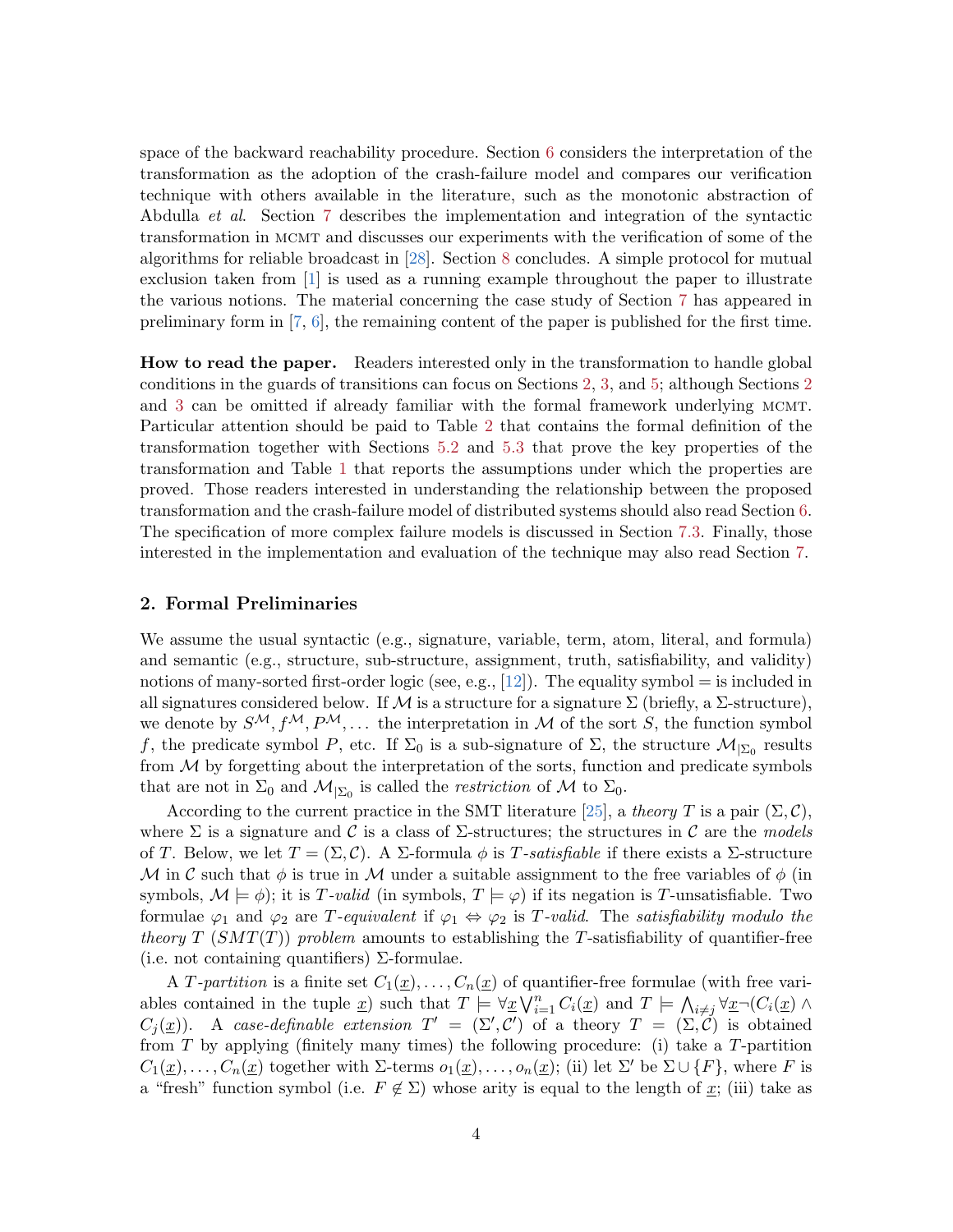space of the backward reachability procedure. Section 6 considers the interpretation of the transformation as the adoption of the crash-failure model and compares our verification technique with others available in the literature, such as the monotonic abstraction of Abdulla *et al*. Section 7 describes the implementation and integration of the syntactic transformation in MCMT and discusses our experiments with the verification of some of the algorithms for reliable broadcast in [28]. Section 8 concludes. A simple protocol for mutual exclusion taken from [1] is used as a running example throughout the paper to illustrate the various notions. The material concerning the case study of Section 7 has appeared in preliminary form in [7, 6], the remaining content of the paper is published for the first time.

**How to read the paper.** Readers interested only in the transformation to handle global conditions in the guards of transitions can focus on Sections 2, 3, and 5; although Sections 2 and 3 can be omitted if already familiar with the formal framework underlying MCMT. Particular attention should be paid to Table 2 that contains the formal definition of the transformation together with Sections 5.2 and 5.3 that prove the key properties of the transformation and Table 1 that reports the assumptions under which the properties are proved. Those readers interested in understanding the relationship between the proposed transformation and the crash-failure model of distributed systems should also read Section 6. The specification of more complex failure models is discussed in Section 7.3. Finally, those interested in the implementation and evaluation of the technique may also read Section 7.

## 2. Formal Preliminaries

We assume the usual syntactic (e.g., signature, variable, term, atom, literal, and formula) and semantic (e.g., structure, sub-structure, assignment, truth, satisfiability, and validity) notions of many-sorted first-order logic (see, e.g., [12]). The equality symbol $=$ is included in all signatures considered below. If $\mathcal{M}$ is a structure for a signature $\Sigma$ (briefly, a $\Sigma$-structure), we denote by $S^{\mathcal{M}}, f^{\mathcal{M}}, P^{\mathcal{M}}, \ldots$ the interpretation in $\mathcal{M}$ of the sort $S$, the function symbol $f$, the predicate symbol $P$, etc. If $\Sigma_0$ is a sub-signature of $\Sigma$, the structure $\mathcal{M}_{|\Sigma_0}$ results from $\mathcal{M}$ by forgetting about the interpretation of the sorts, function and predicate symbols that are not in $\Sigma_0$ and $\mathcal{M}_{|\Sigma_0}$ is called the *restriction* of $\mathcal{M}$ to $\Sigma_0$.

According to the current practice in the SMT literature [25], a *theory* $T$ is a pair $(\Sigma, \mathcal{C})$, where $\Sigma$ is a signature and $\mathcal{C}$ is a class of $\Sigma$-structures; the structures in $\mathcal{C}$ are the *models* of $T$. Below, we let $T = (\Sigma, \mathcal{C})$. A $\Sigma$-formula $\phi$ is *$T$-satisfiable* if there exists a $\Sigma$-structure $\mathcal{M}$ in $\mathcal{C}$ such that $\phi$ is true in $\mathcal{M}$ under a suitable assignment to the free variables of $\phi$ (in symbols, $\mathcal{M} \models \phi$); it is *$T$-valid* (in symbols, $T \models \varphi$) if its negation is $T$-unsatisfiable. Two formulae $\varphi_1$ and $\varphi_2$ are *$T$-equivalent* if $\varphi_1 \Leftrightarrow \varphi_2$ is *$T$-valid*. The *satisfiability modulo the theory $T$ ($SMT(T)$) problem* amounts to establishing the $T$-satisfiability of quantifier-free (i.e. not containing quantifiers) $\Sigma$-formulae.

A *$T$-partition* is a finite set $C_1(\underline{x}), \ldots, C_n(\underline{x})$ of quantifier-free formulae (with free variables contained in the tuple $\underline{x}$) such that $T \models \forall \underline{x} \bigvee_{i=1}^{n} C_i(\underline{x})$ and $T \models \bigwedge_{i \neq j} \forall \underline{x} \neg (C_i(\underline{x}) \wedge C_j(\underline{x}))$. A *case-definable extension* $T' = (\Sigma', \mathcal{C}')$ of a theory $T = (\Sigma, \mathcal{C})$ is obtained from $T$ by applying (finitely many times) the following procedure: (i) take a $T$-partition $C_1(\underline{x}), \ldots, C_n(\underline{x})$ together with $\Sigma$-terms $o_1(\underline{x}), \ldots, o_n(\underline{x})$; (ii) let $\Sigma'$ be $\Sigma \cup \{F\}$, where $F$ is a "fresh" function symbol (i.e. $F \notin \Sigma$) whose arity is equal to the length of $\underline{x}$; (iii) take as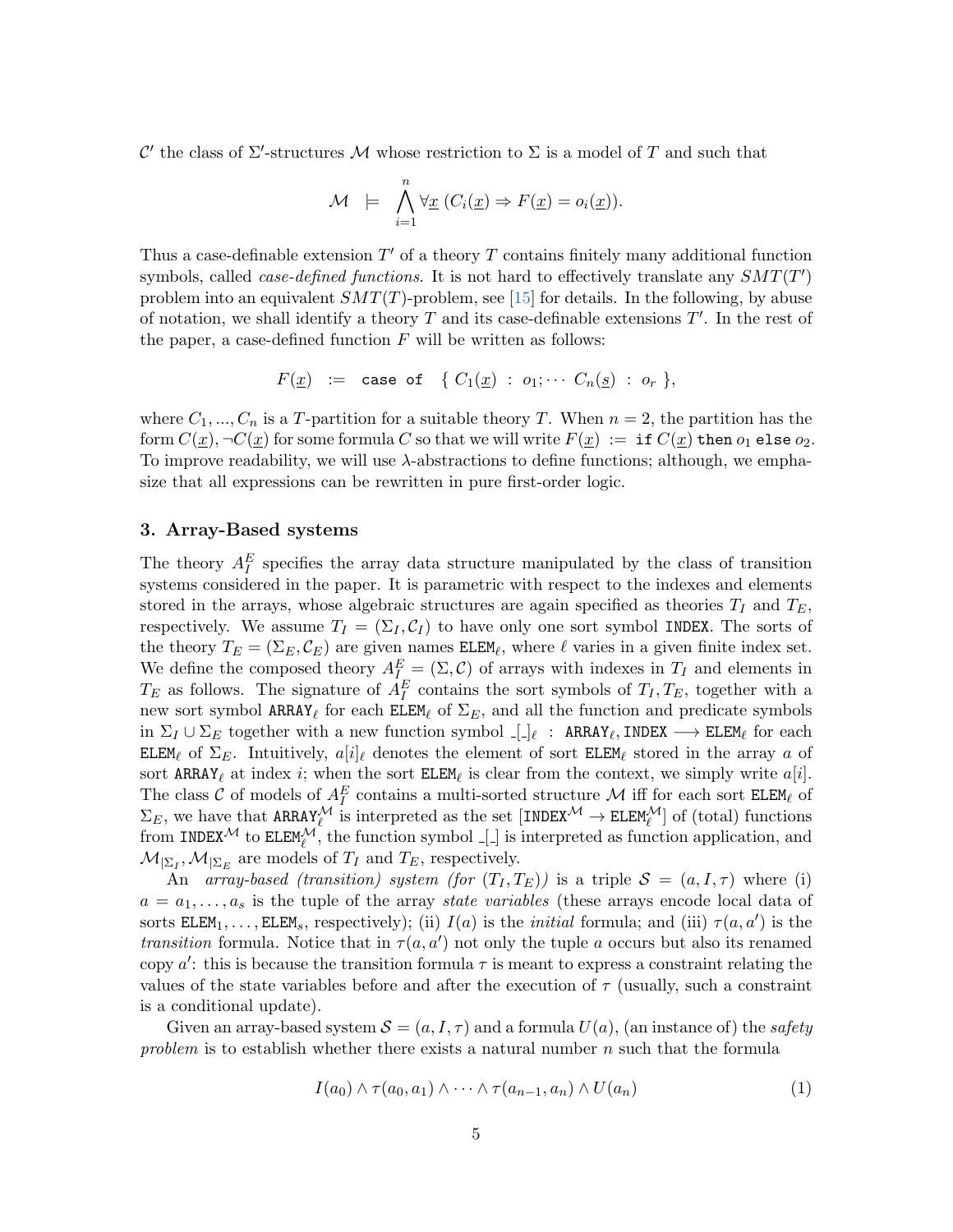$\mathcal{C}'$ the class of $\Sigma'$-structures $\mathcal{M}$ whose restriction to $\Sigma$ is a model of $T$ and such that

$$\mathcal{M} \models \bigwedge_{i=1}^{n} \forall \underline{x}\, (C_i(\underline{x}) \Rightarrow F(\underline{x}) = o_i(\underline{x})).$$

Thus a case-definable extension $T'$ of a theory $T$ contains finitely many additional function symbols, called *case-defined functions*. It is not hard to effectively translate any $SMT(T')$ problem into an equivalent $SMT(T)$-problem, see [15] for details. In the following, by abuse of notation, we shall identify a theory $T$ and its case-definable extensions $T'$. In the rest of the paper, a case-defined function $F$ will be written as follows:

$$F(\underline{x}) \ := \ \texttt{case of} \ \ \{\, C_1(\underline{x}) \ : \ o_1; \cdots \ C_n(\underline{s}) \ : \ o_r \ \},$$

where $C_1, ..., C_n$ is a $T$-partition for a suitable theory $T$. When $n = 2$, the partition has the form $C(\underline{x}), \neg C(\underline{x})$ for some formula $C$ so that we will write $F(\underline{x}) \ := \ \texttt{if}\ C(\underline{x})\ \texttt{then}\ o_1\ \texttt{else}\ o_2$. To improve readability, we will use $\lambda$-abstractions to define functions; although, we emphasize that all expressions can be rewritten in pure first-order logic.

## 3. Array-Based systems

The theory $A_I^E$ specifies the array data structure manipulated by the class of transition systems considered in the paper. It is parametric with respect to the indexes and elements stored in the arrays, whose algebraic structures are again specified as theories $T_I$ and $T_E$, respectively. We assume $T_I = (\Sigma_I, \mathcal{C}_I)$ to have only one sort symbol `INDEX`. The sorts of the theory $T_E = (\Sigma_E, \mathcal{C}_E)$ are given names $\texttt{ELEM}_\ell$, where $\ell$ varies in a given finite index set. We define the composed theory $A_I^E = (\Sigma, \mathcal{C})$ of arrays with indexes in $T_I$ and elements in $T_E$ as follows. The signature of $A_I^E$ contains the sort symbols of $T_I, T_E$, together with a new sort symbol $\texttt{ARRAY}_\ell$ for each $\texttt{ELEM}_\ell$ of $\Sigma_E$, and all the function and predicate symbols in $\Sigma_I \cup \Sigma_E$ together with a new function symbol $\_[\_]_\ell \ : \ \texttt{ARRAY}_\ell, \texttt{INDEX} \longrightarrow \texttt{ELEM}_\ell$ for each $\texttt{ELEM}_\ell$ of $\Sigma_E$. Intuitively, $a[i]_\ell$ denotes the element of sort $\texttt{ELEM}_\ell$ stored in the array $a$ of sort $\texttt{ARRAY}_\ell$ at index $i$; when the sort $\texttt{ELEM}_\ell$ is clear from the context, we simply write $a[i]$. The class $\mathcal{C}$ of models of $A_I^E$ contains a multi-sorted structure $\mathcal{M}$ iff for each sort $\texttt{ELEM}_\ell$ of $\Sigma_E$, we have that $\texttt{ARRAY}_\ell^{\mathcal{M}}$ is interpreted as the set $[\texttt{INDEX}^{\mathcal{M}} \to \texttt{ELEM}_\ell^{\mathcal{M}}]$ of (total) functions from $\texttt{INDEX}^{\mathcal{M}}$ to $\texttt{ELEM}_\ell^{\mathcal{M}}$, the function symbol $\_[\_]$ is interpreted as function application, and $\mathcal{M}_{|\Sigma_I}, \mathcal{M}_{|\Sigma_E}$ are models of $T_I$ and $T_E$, respectively.

An *array-based (transition) system (for $(T_I, T_E)$)* is a triple $\mathcal{S} = (a, I, \tau)$ where (i) $a = a_1, \ldots, a_s$ is the tuple of the array *state variables* (these arrays encode local data of sorts $\texttt{ELEM}_1, \ldots, \texttt{ELEM}_s$, respectively); (ii) $I(a)$ is the *initial* formula; and (iii) $\tau(a, a')$ is the *transition* formula. Notice that in $\tau(a, a')$ not only the tuple $a$ occurs but also its renamed copy $a'$: this is because the transition formula $\tau$ is meant to express a constraint relating the values of the state variables before and after the execution of $\tau$ (usually, such a constraint is a conditional update).

Given an array-based system $\mathcal{S} = (a, I, \tau)$ and a formula $U(a)$, (an instance of) the *safety problem* is to establish whether there exists a natural number $n$ such that the formula

$$I(a_0) \wedge \tau(a_0, a_1) \wedge \cdots \wedge \tau(a_{n-1}, a_n) \wedge U(a_n) \tag{1}$$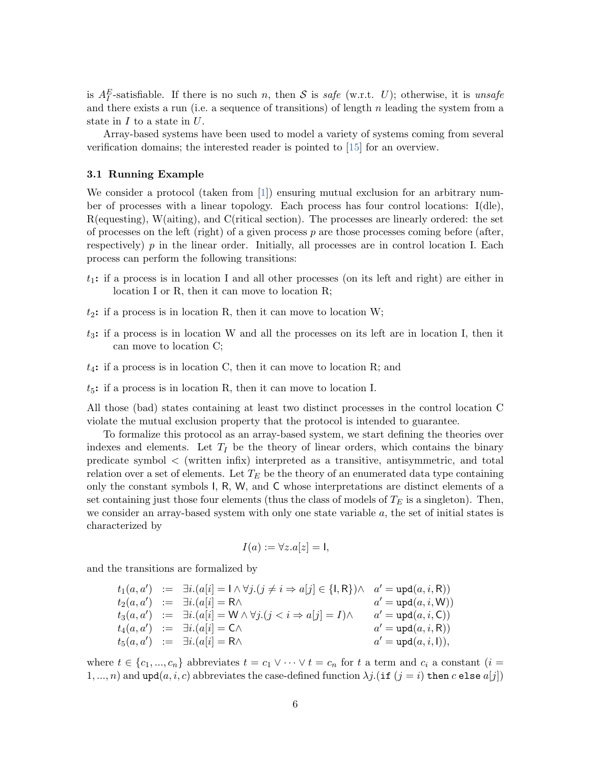is $A_I^E$-satisfiable. If there is no such $n$, then $\mathcal{S}$ is *safe* (w.r.t. $U$); otherwise, it is *unsafe* and there exists a run (i.e. a sequence of transitions) of length $n$ leading the system from a state in $I$ to a state in $U$.

Array-based systems have been used to model a variety of systems coming from several verification domains; the interested reader is pointed to [15] for an overview.

### 3.1 Running Example

We consider a protocol (taken from [1]) ensuring mutual exclusion for an arbitrary number of processes with a linear topology. Each process has four control locations: I(dle), R(equesting), W(aiting), and C(ritical section). The processes are linearly ordered: the set of processes on the left (right) of a given process $p$ are those processes coming before (after, respectively) $p$ in the linear order. Initially, all processes are in control location I. Each process can perform the following transitions:

- **$t_1$:** if a process is in location I and all other processes (on its left and right) are either in location I or R, then it can move to location R;
- **$t_2$:** if a process is in location R, then it can move to location W;
- **$t_3$:** if a process is in location W and all the processes on its left are in location I, then it can move to location C;
- **$t_4$:** if a process is in location C, then it can move to location R; and
- **$t_5$:** if a process is in location R, then it can move to location I.

All those (bad) states containing at least two distinct processes in the control location C violate the mutual exclusion property that the protocol is intended to guarantee.

To formalize this protocol as an array-based system, we start defining the theories over indexes and elements. Let $T_I$ be the theory of linear orders, which contains the binary predicate symbol $<$ (written infix) interpreted as a transitive, antisymmetric, and total relation over a set of elements. Let $T_E$ be the theory of an enumerated data type containing only the constant symbols $\mathsf{I}$, $\mathsf{R}$, $\mathsf{W}$, and $\mathsf{C}$ whose interpretations are distinct elements of a set containing just those four elements (thus the class of models of $T_E$ is a singleton). Then, we consider an array-based system with only one state variable $a$, the set of initial states is characterized by

$$I(a) := \forall z. a[z] = \mathsf{I},$$

and the transitions are formalized by

$$\begin{array}{lcll}
t_1(a,a') & := & \exists i.(a[i] = \mathsf{I} \wedge \forall j.(j \neq i \Rightarrow a[j] \in \{\mathsf{I},\mathsf{R}\}) \wedge & a' = \mathtt{upd}(a,i,\mathsf{R})) \\
t_2(a,a') & := & \exists i.(a[i] = \mathsf{R} \wedge & a' = \mathtt{upd}(a,i,\mathsf{W})) \\
t_3(a,a') & := & \exists i.(a[i] = \mathsf{W} \wedge \forall j.(j < i \Rightarrow a[j] = I) \wedge & a' = \mathtt{upd}(a,i,\mathsf{C})) \\
t_4(a,a') & := & \exists i.(a[i] = \mathsf{C} \wedge & a' = \mathtt{upd}(a,i,\mathsf{R})) \\
t_5(a,a') & := & \exists i.(a[i] = \mathsf{R} \wedge & a' = \mathtt{upd}(a,i,\mathsf{I})),
\end{array}$$

where $t \in \{c_1, ..., c_n\}$ abbreviates $t = c_1 \vee \cdots \vee t = c_n$ for $t$ a term and $c_i$ a constant ($i = 1, ..., n$) and $\mathtt{upd}(a, i, c)$ abbreviates the case-defined function $\lambda j.(\mathtt{if}\ (j = i)\ \mathtt{then}\ c\ \mathtt{else}\ a[j])$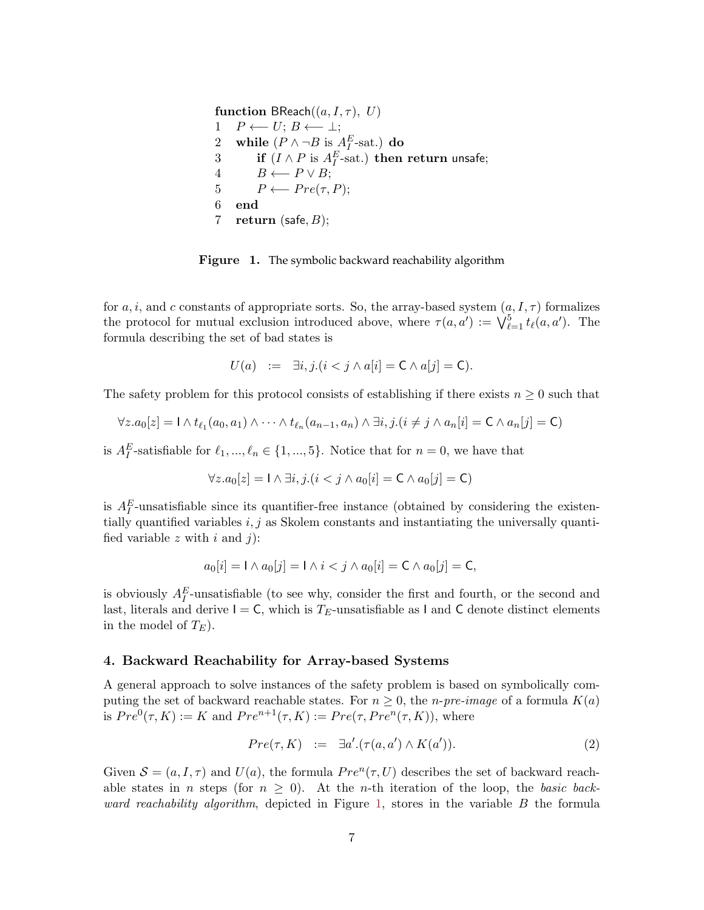```
function BReach((a, I, τ), U)
1   P ⟵ U; B ⟵ ⊥;
2   while (P ∧ ¬B is A_I^E-sat.) do
3       if (I ∧ P is A_I^E-sat.) then return unsafe;
4       B ⟵ P ∨ B;
5       P ⟵ Pre(τ, P);
6   end
7   return (safe, B);
```

**Figure 1.** The symbolic backward reachability algorithm

for $a, i$, and $c$ constants of appropriate sorts. So, the array-based system $(a, I, \tau)$ formalizes the protocol for mutual exclusion introduced above, where $\tau(a, a') := \bigvee_{\ell=1}^{5} t_\ell(a, a')$. The formula describing the set of bad states is

$$U(a) \quad := \quad \exists i, j.(i < j \wedge a[i] = \mathsf{C} \wedge a[j] = \mathsf{C}).$$

The safety problem for this protocol consists of establishing if there exists $n \geq 0$ such that

$$\forall z. a_0[z] = \mathsf{I} \wedge t_{\ell_1}(a_0, a_1) \wedge \cdots \wedge t_{\ell_n}(a_{n-1}, a_n) \wedge \exists i, j.(i \neq j \wedge a_n[i] = \mathsf{C} \wedge a_n[j] = \mathsf{C})$$

is $A_I^E$-satisfiable for $\ell_1, ..., \ell_n \in \{1, ..., 5\}$. Notice that for $n = 0$, we have that

$$\forall z. a_0[z] = \mathsf{I} \wedge \exists i, j.(i < j \wedge a_0[i] = \mathsf{C} \wedge a_0[j] = \mathsf{C})$$

is $A_I^E$-unsatisfiable since its quantifier-free instance (obtained by considering the existentially quantified variables $i, j$ as Skolem constants and instantiating the universally quantified variable $z$ with $i$ and $j$):

$$a_0[i] = \mathsf{I} \wedge a_0[j] = \mathsf{I} \wedge i < j \wedge a_0[i] = \mathsf{C} \wedge a_0[j] = \mathsf{C},$$

is obviously $A_I^E$-unsatisfiable (to see why, consider the first and fourth, or the second and last, literals and derive $\mathsf{I} = \mathsf{C}$, which is $T_E$-unsatisfiable as $\mathsf{I}$ and $\mathsf{C}$ denote distinct elements in the model of $T_E$).

## 4. Backward Reachability for Array-based Systems

A general approach to solve instances of the safety problem is based on symbolically computing the set of backward reachable states. For $n \geq 0$, the *n-pre-image* of a formula $K(a)$ is $Pre^0(\tau, K) := K$ and $Pre^{n+1}(\tau, K) := Pre(\tau, Pre^n(\tau, K))$, where

$$Pre(\tau, K) \quad := \quad \exists a'.(\tau(a, a') \wedge K(a')). \tag{2}$$

Given $\mathcal{S} = (a, I, \tau)$ and $U(a)$, the formula $Pre^n(\tau, U)$ describes the set of backward reachable states in $n$ steps (for $n \geq 0$). At the $n$-th iteration of the loop, the *basic backward reachability algorithm*, depicted in Figure 1, stores in the variable $B$ the formula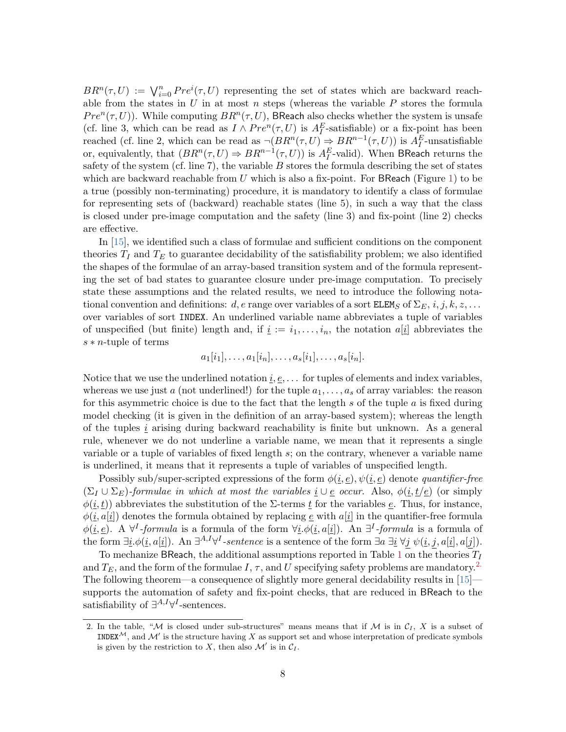$BR^n(\tau, U) := \bigvee_{i=0}^{n} Pre^i(\tau, U)$ representing the set of states which are backward reachable from the states in $U$ in at most $n$ steps (whereas the variable $P$ stores the formula $Pre^n(\tau, U)$). While computing $BR^n(\tau, U)$, BReach also checks whether the system is unsafe (cf. line 3, which can be read as $I \wedge Pre^n(\tau, U)$ is $A_I^E$-satisfiable) or a fix-point has been reached (cf. line 2, which can be read as $\neg(BR^n(\tau, U) \Rightarrow BR^{n-1}(\tau, U))$ is $A_I^E$-unsatisfiable or, equivalently, that $(BR^n(\tau, U) \Rightarrow BR^{n-1}(\tau, U))$ is $A_I^E$-valid). When BReach returns the safety of the system (cf. line 7), the variable $B$ stores the formula describing the set of states which are backward reachable from $U$ which is also a fix-point. For BReach (Figure 1) to be a true (possibly non-terminating) procedure, it is mandatory to identify a class of formulae for representing sets of (backward) reachable states (line 5), in such a way that the class is closed under pre-image computation and the safety (line 3) and fix-point (line 2) checks are effective.

In [15], we identified such a class of formulae and sufficient conditions on the component theories $T_I$ and $T_E$ to guarantee decidability of the satisfiability problem; we also identified the shapes of the formulae of an array-based transition system and of the formula representing the set of bad states to guarantee closure under pre-image computation. To precisely state these assumptions and the related results, we need to introduce the following notational convention and definitions: $d, e$ range over variables of a sort $\texttt{ELEM}_S$ of $\Sigma_E$, $i, j, k, z, \ldots$ over variables of sort $\texttt{INDEX}$. An underlined variable name abbreviates a tuple of variables of unspecified (but finite) length and, if $\underline{i} := i_1, \ldots, i_n$, the notation $a[\underline{i}]$ abbreviates the $s * n$-tuple of terms

$$a_1[i_1], \ldots, a_1[i_n], \ldots, a_s[i_1], \ldots, a_s[i_n].$$

Notice that we use the underlined notation $\underline{i}, \underline{e}, \ldots$ for tuples of elements and index variables, whereas we use just $a$ (not underlined!) for the tuple $a_1, \ldots, a_s$ of array variables: the reason for this asymmetric choice is due to the fact that the length $s$ of the tuple $a$ is fixed during model checking (it is given in the definition of an array-based system); whereas the length of the tuples $\underline{i}$ arising during backward reachability is finite but unknown. As a general rule, whenever we do not underline a variable name, we mean that it represents a single variable or a tuple of variables of fixed length $s$; on the contrary, whenever a variable name is underlined, it means that it represents a tuple of variables of unspecified length.

Possibly sub/super-scripted expressions of the form $\phi(\underline{i}, \underline{e}), \psi(\underline{i}, \underline{e})$ denote *quantifier-free* $(\Sigma_I \cup \Sigma_E)$*-formulae in which at most the variables* $\underline{i} \cup \underline{e}$ *occur*. Also, $\phi(\underline{i}, \underline{t}/\underline{e})$ (or simply $\phi(\underline{i}, \underline{t})$) abbreviates the substitution of the $\Sigma$-terms $\underline{t}$ for the variables $\underline{e}$. Thus, for instance, $\phi(\underline{i}, a[\underline{i}])$ denotes the formula obtained by replacing $\underline{e}$ with $a[\underline{i}]$ in the quantifier-free formula $\phi(\underline{i}, \underline{e})$. A $\forall^I$*-formula* is a formula of the form $\forall \underline{i}.\phi(\underline{i}, a[\underline{i}])$. An $\exists^I$*-formula* is a formula of the form $\exists \underline{i}.\phi(\underline{i}, a[\underline{i}])$. An $\exists^{A,I}\forall^I$*-sentence* is a sentence of the form $\exists a\ \exists \underline{i}\ \forall \underline{j}\ \psi(\underline{i}, \underline{j}, a[\underline{i}], a[\underline{j}])$.

To mechanize BReach, the additional assumptions reported in Table 1 on the theories $T_I$ and $T_E$, and the form of the formulae $I$, $\tau$, and $U$ specifying safety problems are mandatory.[2] The following theorem—a consequence of slightly more general decidability results in [15]—supports the automation of safety and fix-point checks, that are reduced in BReach to the satisfiability of $\exists^{A,I}\forall^I$-sentences.

---

2. In the table, "$\mathcal{M}$ is closed under sub-structures" means means that if $\mathcal{M}$ is in $\mathcal{C}_I$, $X$ is a subset of $\texttt{INDEX}^{\mathcal{M}}$, and $\mathcal{M}'$ is the structure having $X$ as support set and whose interpretation of predicate symbols is given by the restriction to $X$, then also $\mathcal{M}'$ is in $\mathcal{C}_I$.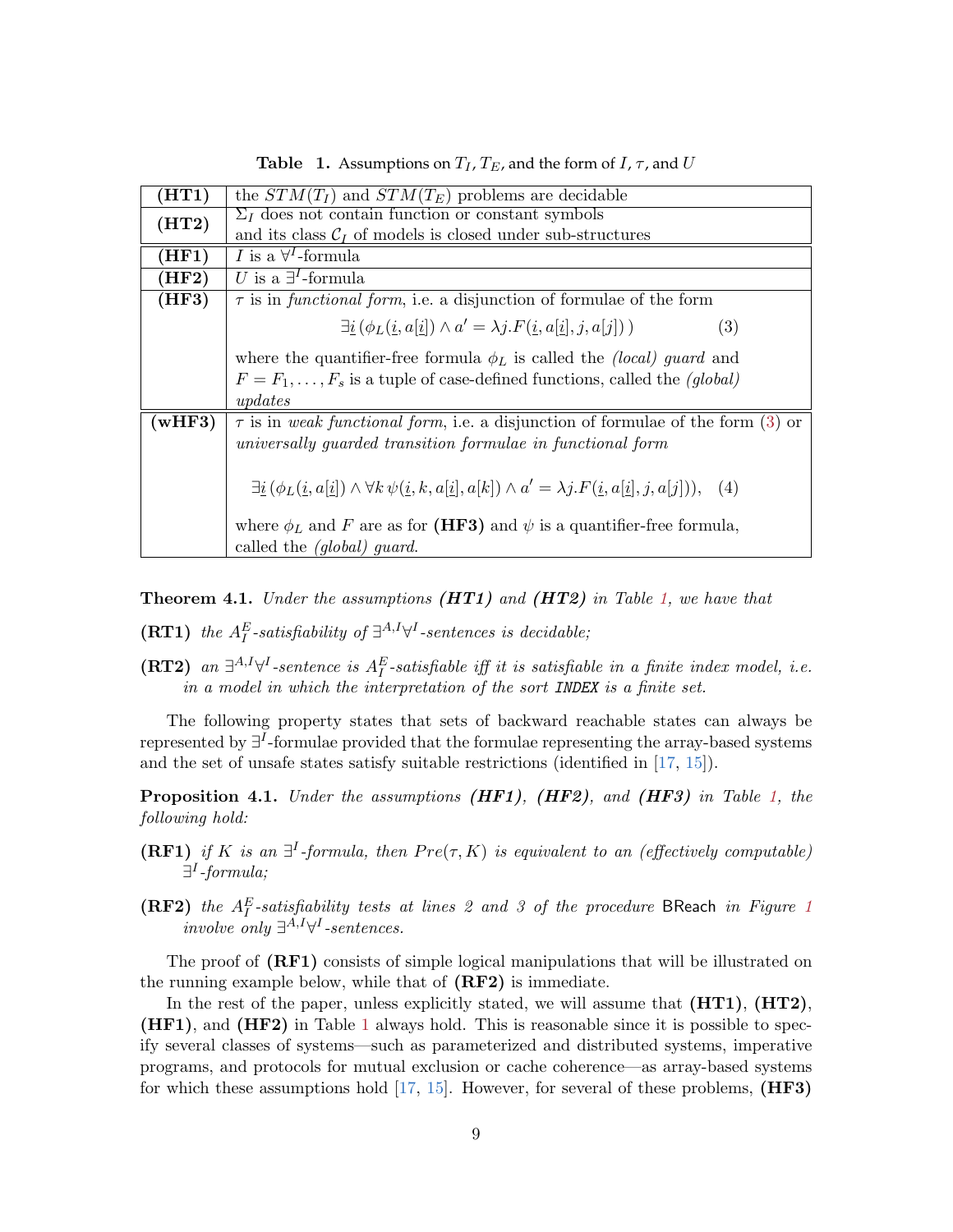**Table 1.** Assumptions on $T_I$, $T_E$, and the form of $I$, $\tau$, and $U$

| | |
|---|---|
| **(HT1)** | the $STM(T_I)$ and $STM(T_E)$ problems are decidable |
| **(HT2)** | $\Sigma_I$ does not contain function or constant symbols and its class $\mathcal{C}_I$ of models is closed under sub-structures |
| **(HF1)** | $I$ is a $\forall^I$-formula |
| **(HF2)** | $U$ is a $\exists^I$-formula |
| **(HF3)** | $\tau$ is in *functional form*, i.e. a disjunction of formulae of the form $$\exists \underline{i}\,(\phi_L(\underline{i}, a[\underline{i}]) \wedge a' = \lambda j.F(\underline{i}, a[\underline{i}], j, a[j])\,) \quad (3)$$ where the quantifier-free formula $\phi_L$ is called the *(local) guard* and $F = F_1, \ldots, F_s$ is a tuple of case-defined functions, called the *(global) updates* |
| **(wHF3)** | $\tau$ is in *weak functional form*, i.e. a disjunction of formulae of the form (3) or *universally guarded transition formulae in functional form* $$\exists \underline{i}\,(\phi_L(\underline{i}, a[\underline{i}]) \wedge \forall k\, \psi(\underline{i}, k, a[\underline{i}], a[k]) \wedge a' = \lambda j.F(\underline{i}, a[\underline{i}], j, a[j])), \quad (4)$$ where $\phi_L$ and $F$ are as for **(HF3)** and $\psi$ is a quantifier-free formula, called the *(global) guard*. |

**Theorem 4.1.** *Under the assumptions **(HT1)** and **(HT2)** in Table 1, we have that*

**(RT1)** *the $A_I^E$-satisfiability of $\exists^{A,I}\forall^I$-sentences is decidable;*

**(RT2)** *an $\exists^{A,I}\forall^I$-sentence is $A_I^E$-satisfiable iff it is satisfiable in a finite index model, i.e. in a model in which the interpretation of the sort `INDEX` is a finite set.*

The following property states that sets of backward reachable states can always be represented by $\exists^I$-formulae provided that the formulae representing the array-based systems and the set of unsafe states satisfy suitable restrictions (identified in [17, 15]).

**Proposition 4.1.** *Under the assumptions **(HF1)**, **(HF2)**, and **(HF3)** in Table 1, the following hold:*

**(RF1)** *if $K$ is an $\exists^I$-formula, then $Pre(\tau, K)$ is equivalent to an (effectively computable) $\exists^I$-formula;*

**(RF2)** *the $A_I^E$-satisfiability tests at lines 2 and 3 of the procedure* BReach *in Figure 1 involve only $\exists^{A,I}\forall^I$-sentences.*

The proof of **(RF1)** consists of simple logical manipulations that will be illustrated on the running example below, while that of **(RF2)** is immediate.

In the rest of the paper, unless explicitly stated, we will assume that **(HT1)**, **(HT2)**, **(HF1)**, and **(HF2)** in Table 1 always hold. This is reasonable since it is possible to specify several classes of systems—such as parameterized and distributed systems, imperative programs, and protocols for mutual exclusion or cache coherence—as array-based systems for which these assumptions hold [17, 15]. However, for several of these problems, **(HF3)**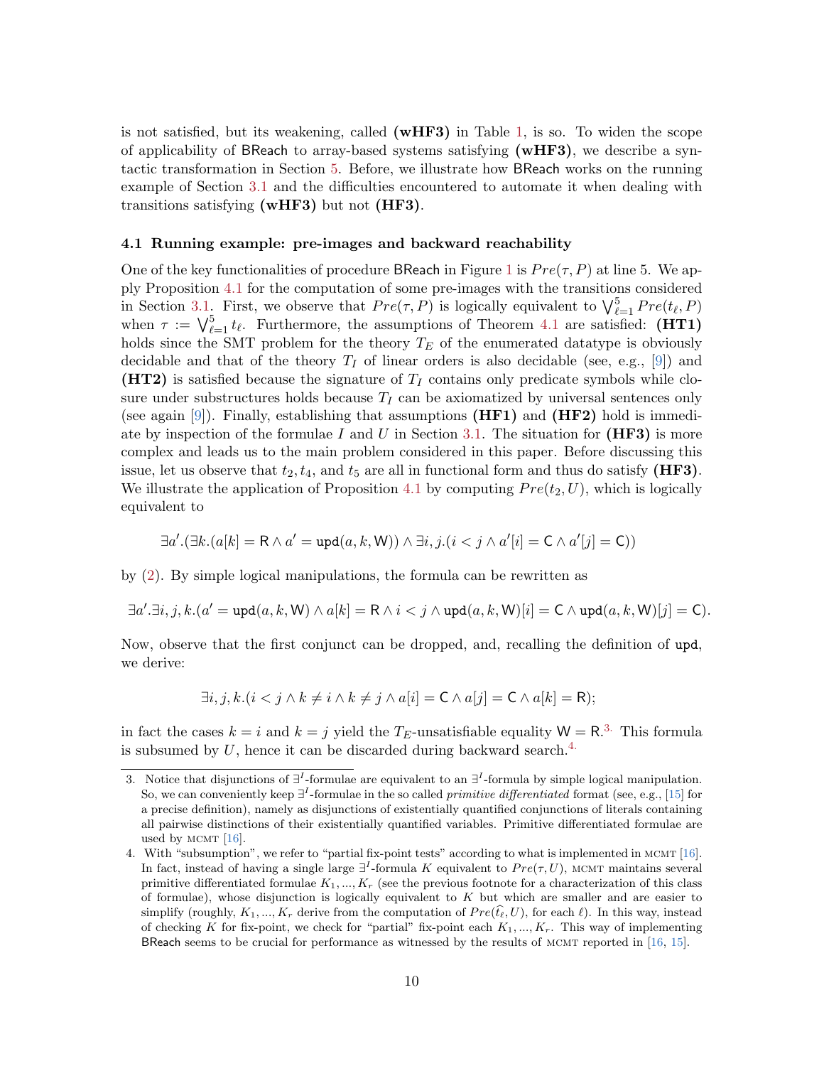is not satisfied, but its weakening, called **(wHF3)** in Table 1, is so. To widen the scope of applicability of BReach to array-based systems satisfying **(wHF3)**, we describe a syntactic transformation in Section 5. Before, we illustrate how BReach works on the running example of Section 3.1 and the difficulties encountered to automate it when dealing with transitions satisfying **(wHF3)** but not **(HF3)**.

### 4.1 Running example: pre-images and backward reachability

One of the key functionalities of procedure BReach in Figure 1 is $Pre(\tau, P)$ at line 5. We apply Proposition 4.1 for the computation of some pre-images with the transitions considered in Section 3.1. First, we observe that $Pre(\tau, P)$ is logically equivalent to $\bigvee_{\ell=1}^{5} Pre(t_\ell, P)$ when $\tau := \bigvee_{\ell=1}^{5} t_\ell$. Furthermore, the assumptions of Theorem 4.1 are satisfied: **(HT1)** holds since the SMT problem for the theory $T_E$ of the enumerated datatype is obviously decidable and that of the theory $T_I$ of linear orders is also decidable (see, e.g., [9]) and **(HT2)** is satisfied because the signature of $T_I$ contains only predicate symbols while closure under substructures holds because $T_I$ can be axiomatized by universal sentences only (see again [9]). Finally, establishing that assumptions **(HF1)** and **(HF2)** hold is immediate by inspection of the formulae $I$ and $U$ in Section 3.1. The situation for **(HF3)** is more complex and leads us to the main problem considered in this paper. Before discussing this issue, let us observe that $t_2, t_4$, and $t_5$ are all in functional form and thus do satisfy **(HF3)**. We illustrate the application of Proposition 4.1 by computing $Pre(t_2, U)$, which is logically equivalent to

$$\exists a'.(\exists k.(a[k] = \mathsf{R} \wedge a' = \mathtt{upd}(a, k, \mathsf{W})) \wedge \exists i, j.(i < j \wedge a'[i] = \mathsf{C} \wedge a'[j] = \mathsf{C}))$$

by (2). By simple logical manipulations, the formula can be rewritten as

$$\exists a'.\exists i, j, k.(a' = \mathtt{upd}(a, k, \mathsf{W}) \wedge a[k] = \mathsf{R} \wedge i < j \wedge \mathtt{upd}(a, k, \mathsf{W})[i] = \mathsf{C} \wedge \mathtt{upd}(a, k, \mathsf{W})[j] = \mathsf{C}).$$

Now, observe that the first conjunct can be dropped, and, recalling the definition of upd, we derive:

$$\exists i, j, k.(i < j \wedge k \neq i \wedge k \neq j \wedge a[i] = \mathsf{C} \wedge a[j] = \mathsf{C} \wedge a[k] = \mathsf{R});$$

in fact the cases $k = i$ and $k = j$ yield the $T_E$-unsatisfiable equality $\mathsf{W} = \mathsf{R}$.[3.] This formula is subsumed by $U$, hence it can be discarded during backward search.[4.]

---

3. Notice that disjunctions of $\exists^I$-formulae are equivalent to an $\exists^I$-formula by simple logical manipulation. So, we can conveniently keep $\exists^I$-formulae in the so called *primitive differentiated* format (see, e.g., [15] for a precise definition), namely as disjunctions of existentially quantified conjunctions of literals containing all pairwise distinctions of their existentially quantified variables. Primitive differentiated formulae are used by MCMT [16].

4. With "subsumption", we refer to "partial fix-point tests" according to what is implemented in MCMT [16]. In fact, instead of having a single large $\exists^I$-formula $K$ equivalent to $Pre(\tau, U)$, MCMT maintains several primitive differentiated formulae $K_1, ..., K_r$ (see the previous footnote for a characterization of this class of formulae), whose disjunction is logically equivalent to $K$ but which are smaller and are easier to simplify (roughly, $K_1, ..., K_r$ derive from the computation of $Pre(\widehat{t_\ell}, U)$, for each $\ell$). In this way, instead of checking $K$ for fix-point, we check for "partial" fix-point each $K_1, ..., K_r$. This way of implementing BReach seems to be crucial for performance as witnessed by the results of MCMT reported in [16, 15].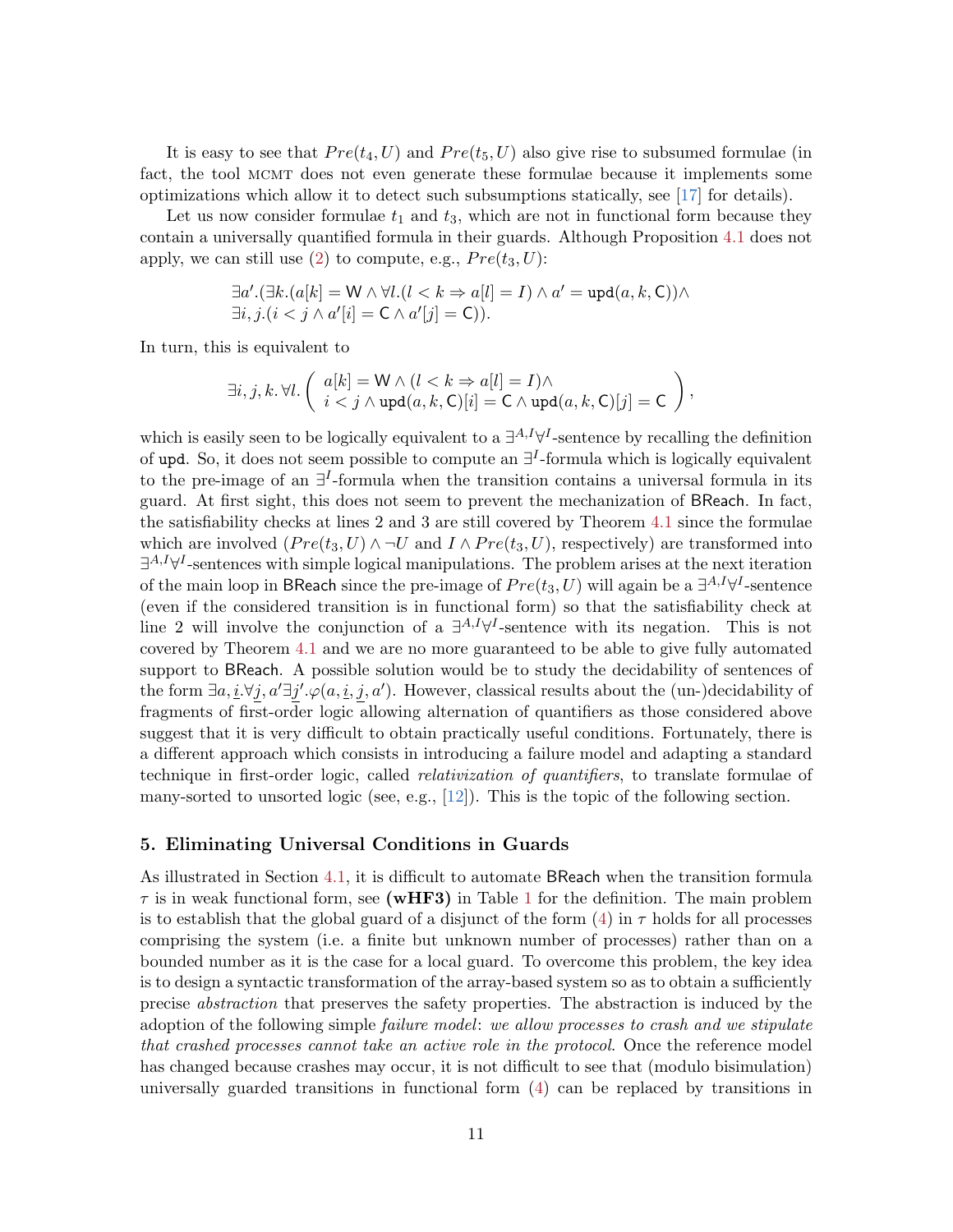It is easy to see that $Pre(t_4, U)$ and $Pre(t_5, U)$ also give rise to subsumed formulae (in fact, the tool MCMT does not even generate these formulae because it implements some optimizations which allow it to detect such subsumptions statically, see [17] for details).

Let us now consider formulae $t_1$ and $t_3$, which are not in functional form because they contain a universally quantified formula in their guards. Although Proposition 4.1 does not apply, we can still use (2) to compute, e.g., $Pre(t_3, U)$:

$$\exists a'.(\exists k.(a[k] = \mathsf{W} \wedge \forall l.(l < k \Rightarrow a[l] = I) \wedge a' = \mathtt{upd}(a, k, \mathsf{C})) \wedge \\ \exists i, j.(i < j \wedge a'[i] = \mathsf{C} \wedge a'[j] = \mathsf{C})).$$

In turn, this is equivalent to

$$\exists i, j, k. \forall l. \left( \begin{array}{l} a[k] = \mathsf{W} \wedge (l < k \Rightarrow a[l] = I) \wedge \\ i < j \wedge \mathtt{upd}(a, k, \mathsf{C})[i] = \mathsf{C} \wedge \mathtt{upd}(a, k, \mathsf{C})[j] = \mathsf{C} \end{array} \right),$$

which is easily seen to be logically equivalent to a $\exists^{A,I}\forall^{I}$-sentence by recalling the definition of upd. So, it does not seem possible to compute an $\exists^{I}$-formula which is logically equivalent to the pre-image of an $\exists^{I}$-formula when the transition contains a universal formula in its guard. At first sight, this does not seem to prevent the mechanization of BReach. In fact, the satisfiability checks at lines 2 and 3 are still covered by Theorem 4.1 since the formulae which are involved ($Pre(t_3, U) \wedge \neg U$ and $I \wedge Pre(t_3, U)$, respectively) are transformed into $\exists^{A,I}\forall^{I}$-sentences with simple logical manipulations. The problem arises at the next iteration of the main loop in BReach since the pre-image of $Pre(t_3, U)$ will again be a $\exists^{A,I}\forall^{I}$-sentence (even if the considered transition is in functional form) so that the satisfiability check at line 2 will involve the conjunction of a $\exists^{A,I}\forall^{I}$-sentence with its negation. This is not covered by Theorem 4.1 and we are no more guaranteed to be able to give fully automated support to BReach. A possible solution would be to study the decidability of sentences of the form $\exists a, \underline{i}.\forall \underline{j}, a' \exists \underline{j}'.\varphi(a, \underline{i}, \underline{j}, a')$. However, classical results about the (un-)decidability of fragments of first-order logic allowing alternation of quantifiers as those considered above suggest that it is very difficult to obtain practically useful conditions. Fortunately, there is a different approach which consists in introducing a failure model and adapting a standard technique in first-order logic, called *relativization of quantifiers*, to translate formulae of many-sorted to unsorted logic (see, e.g., [12]). This is the topic of the following section.

## 5. Eliminating Universal Conditions in Guards

As illustrated in Section 4.1, it is difficult to automate BReach when the transition formula $\tau$ is in weak functional form, see **(wHF3)** in Table 1 for the definition. The main problem is to establish that the global guard of a disjunct of the form (4) in $\tau$ holds for all processes comprising the system (i.e. a finite but unknown number of processes) rather than on a bounded number as it is the case for a local guard. To overcome this problem, the key idea is to design a syntactic transformation of the array-based system so as to obtain a sufficiently precise *abstraction* that preserves the safety properties. The abstraction is induced by the adoption of the following simple *failure model*: *we allow processes to crash and we stipulate that crashed processes cannot take an active role in the protocol*. Once the reference model has changed because crashes may occur, it is not difficult to see that (modulo bisimulation) universally guarded transitions in functional form (4) can be replaced by transitions in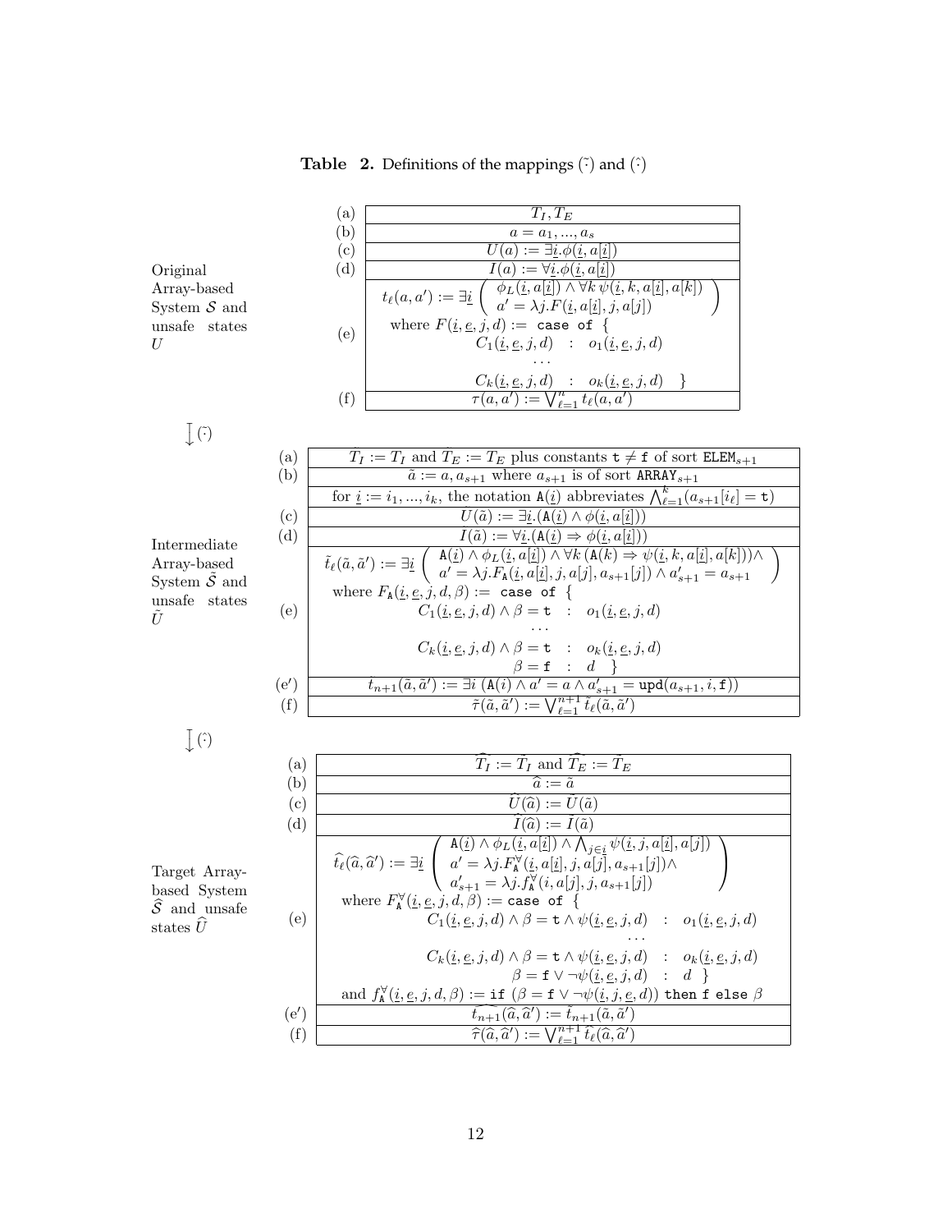**Table 2.** Definitions of the mappings $\tilde{(\cdot)}$ and $\widehat{(\cdot)}$

**Original Array-based System $\mathcal{S}$ and unsafe states $U$**

| | |
|---|---|
| (a) | $T_I, T_E$ |
| (b) | $a = a_1, ..., a_s$ |
| (c) | $U(a) := \exists \underline{i}.\phi(\underline{i}, a[\underline{i}])$ |
| (d) | $I(a) := \forall \underline{i}.\phi(\underline{i}, a[\underline{i}])$ |
| (e) | $t_\ell(a, a') := \exists \underline{i} \left( \begin{array}{l} \phi_L(\underline{i}, a[\underline{i}]) \wedge \forall k\, \psi(\underline{i}, k, a[\underline{i}], a[k]) \\ a' = \lambda j.F(\underline{i}, a[\underline{i}], j, a[j]) \end{array} \right)$ where $F(\underline{i}, \underline{e}, j, d) :=$ `case of` $\{ C_1(\underline{i}, \underline{e}, j, d) \;:\; o_1(\underline{i}, \underline{e}, j, d) \;\cdots\; C_k(\underline{i}, \underline{e}, j, d) \;:\; o_k(\underline{i}, \underline{e}, j, d) \}$ |
| (f) | $\tau(a, a') := \bigvee_{\ell=1}^{n} t_\ell(a, a')$ |

$\downarrow \tilde{(\cdot)}$

**Intermediate Array-based System $\tilde{\mathcal{S}}$ and unsafe states $\tilde{U}$**

| | |
|---|---|
| (a) | $\tilde{T}_I := T_I$ and $\tilde{T}_E := T_E$ plus constants $\mathtt{t} \neq \mathtt{f}$ of sort $\mathtt{ELEM}_{s+1}$ |
| (b) | $\tilde{a} := a, a_{s+1}$ where $a_{s+1}$ is of sort $\mathtt{ARRAY}_{s+1}$ |
| | for $\underline{i} := i_1, ..., i_k$, the notation $\mathtt{A}(\underline{i})$ abbreviates $\bigwedge_{\ell=1}^{k}(a_{s+1}[i_\ell] = \mathtt{t})$ |
| (c) | $U(\tilde{a}) := \exists \underline{i}.(\mathtt{A}(\underline{i}) \wedge \phi(\underline{i}, a[\underline{i}]))$ |
| (d) | $I(\tilde{a}) := \forall \underline{i}.(\mathtt{A}(\underline{i}) \Rightarrow \phi(\underline{i}, a[\underline{i}]))$ |
| (e) | $\tilde{t}_\ell(\tilde{a}, \tilde{a}') := \exists \underline{i} \left( \begin{array}{l} \mathtt{A}(\underline{i}) \wedge \phi_L(\underline{i}, a[\underline{i}]) \wedge \forall k\, (\mathtt{A}(k) \Rightarrow \psi(\underline{i}, k, a[\underline{i}], a[k])) \wedge \\ a' = \lambda j.F_{\mathtt{A}}(\underline{i}, a[\underline{i}], j, a[j], a_{s+1}[j]) \wedge a'_{s+1} = a_{s+1} \end{array} \right)$ where $F_{\mathtt{A}}(\underline{i}, \underline{e}, j, d, \beta) :=$ `case of` $\{ C_1(\underline{i}, \underline{e}, j, d) \wedge \beta = \mathtt{t} \;:\; o_1(\underline{i}, \underline{e}, j, d) \;\cdots\; C_k(\underline{i}, \underline{e}, j, d) \wedge \beta = \mathtt{t} \;:\; o_k(\underline{i}, \underline{e}, j, d) \;\; \beta = \mathtt{f} \;:\; d \}$ |
| (e′) | $\tilde{t}_{n+1}(\tilde{a}, \tilde{a}') := \exists i\, (\mathtt{A}(i) \wedge a' = a \wedge a'_{s+1} = \mathtt{upd}(a_{s+1}, i, \mathtt{f}))$ |
| (f) | $\tilde{\tau}(\tilde{a}, \tilde{a}') := \bigvee_{\ell=1}^{n+1} \tilde{t}_\ell(\tilde{a}, \tilde{a}')$ |

$\downarrow \widehat{(\cdot)}$

**Target Array-based System $\widehat{\mathcal{S}}$ and unsafe states $\widehat{U}$**

| | |
|---|---|
| (a) | $\widehat{\tilde{T}_I} := \tilde{T}_I$ and $\widehat{\tilde{T}_E} := \tilde{T}_E$ |
| (b) | $\widehat{a} := \tilde{a}$ |
| (c) | $\widehat{U}(\widehat{a}) := \tilde{U}(\tilde{a})$ |
| (d) | $\widehat{I}(\widehat{a}) := \tilde{I}(\tilde{a})$ |
| (e) | $\widehat{t}_\ell(\widehat{a}, \widehat{a}') := \exists \underline{i} \left( \begin{array}{l} \mathtt{A}(\underline{i}) \wedge \phi_L(\underline{i}, a[\underline{i}]) \wedge \bigwedge_{j \in \underline{i}} \psi(\underline{i}, j, a[\underline{i}], a[j]) \\ a' = \lambda j.F^{\forall}_{\mathtt{A}}(\underline{i}, a[\underline{i}], j, a[j], a_{s+1}[j]) \wedge \\ a'_{s+1} = \lambda j.f^{\forall}_{\mathtt{A}}(i, a[j], j, a_{s+1}[j]) \end{array} \right)$ where $F^{\forall}_{\mathtt{A}}(\underline{i}, \underline{e}, j, d, \beta) :=$ `case of` $\{ C_1(\underline{i}, \underline{e}, j, d) \wedge \beta = \mathtt{t} \wedge \psi(\underline{i}, \underline{e}, j, d) \;:\; o_1(\underline{i}, \underline{e}, j, d) \;\cdots\; C_k(\underline{i}, \underline{e}, j, d) \wedge \beta = \mathtt{t} \wedge \psi(\underline{i}, \underline{e}, j, d) \;:\; o_k(\underline{i}, \underline{e}, j, d) \;\; \beta = \mathtt{f} \vee \neg\psi(\underline{i}, \underline{e}, j, d) \;:\; d \}$ and $f^{\forall}_{\mathtt{A}}(\underline{i}, \underline{e}, j, d, \beta) :=$ `if` $(\beta = \mathtt{f} \vee \neg\psi(\underline{i}, j, \underline{e}, d))$ `then f else` $\beta$ |
| (e′) | $\widehat{t_{n+1}}(\widehat{a}, \widehat{a}') := \tilde{t}_{n+1}(\tilde{a}, \tilde{a}')$ |
| (f) | $\widehat{\tau}(\widehat{a}, \widehat{a}') := \bigvee_{\ell=1}^{n+1} \widehat{t}_\ell(\widehat{a}, \widehat{a}')$ |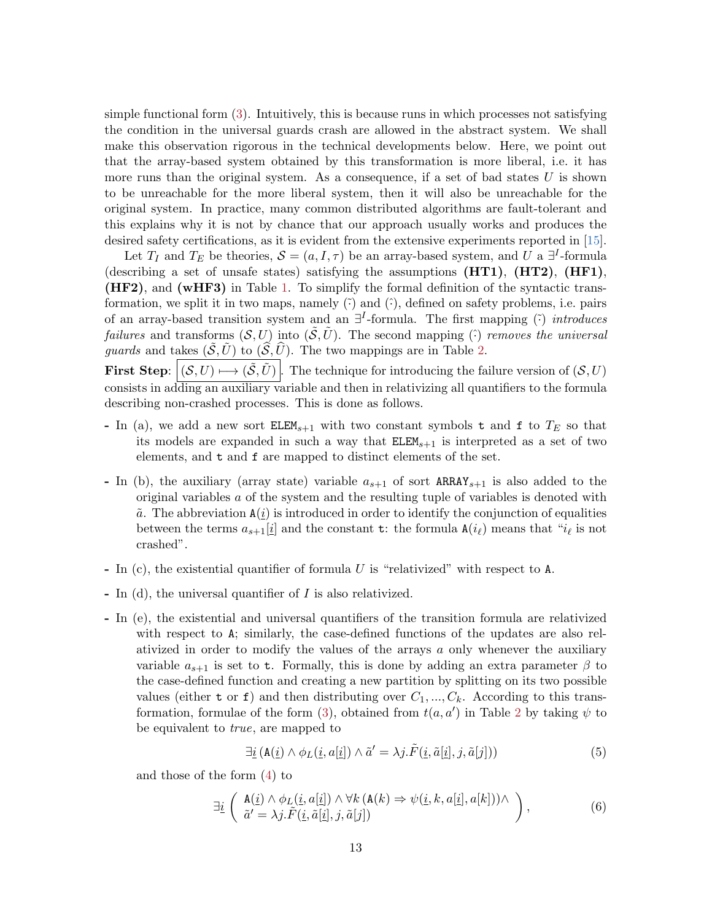simple functional form (3). Intuitively, this is because runs in which processes not satisfying the condition in the universal guards crash are allowed in the abstract system. We shall make this observation rigorous in the technical developments below. Here, we point out that the array-based system obtained by this transformation is more liberal, i.e. it has more runs than the original system. As a consequence, if a set of bad states $U$ is shown to be unreachable for the more liberal system, then it will also be unreachable for the original system. In practice, many common distributed algorithms are fault-tolerant and this explains why it is not by chance that our approach usually works and produces the desired safety certifications, as it is evident from the extensive experiments reported in [15].

Let $T_I$ and $T_E$ be theories, $\mathcal{S} = (a, I, \tau)$ be an array-based system, and $U$ a $\exists^I$-formula (describing a set of unsafe states) satisfying the assumptions **(HT1)**, **(HT2)**, **(HF1)**, **(HF2)**, and **(wHF3)** in Table 1. To simplify the formal definition of the syntactic transformation, we split it in two maps, namely $\tilde{(\cdot)}$ and $\hat{(\cdot)}$, defined on safety problems, i.e. pairs of an array-based transition system and an $\exists^I$-formula. The first mapping $\tilde{(\cdot)}$ *introduces failures* and transforms $(\mathcal{S}, U)$ into $(\tilde{\mathcal{S}}, \tilde{U})$. The second mapping $\hat{(\cdot)}$ *removes the universal guards* and takes $(\tilde{\mathcal{S}}, \tilde{U})$ to $(\widehat{\mathcal{S}}, \widehat{U})$. The two mappings are in Table 2.

**First Step**: $\boxed{(\mathcal{S}, U) \longmapsto (\tilde{\mathcal{S}}, \tilde{U})}$. The technique for introducing the failure version of $(\mathcal{S}, U)$ consists in adding an auxiliary variable and then in relativizing all quantifiers to the formula describing non-crashed processes. This is done as follows.

- In (a), we add a new sort $\mathtt{ELEM}_{s+1}$ with two constant symbols $\mathtt{t}$ and $\mathtt{f}$ to $T_E$ so that its models are expanded in such a way that $\mathtt{ELEM}_{s+1}$ is interpreted as a set of two elements, and $\mathtt{t}$ and $\mathtt{f}$ are mapped to distinct elements of the set.
- In (b), the auxiliary (array state) variable $a_{s+1}$ of sort $\mathtt{ARRAY}_{s+1}$ is also added to the original variables $a$ of the system and the resulting tuple of variables is denoted with $\tilde{a}$. The abbreviation $\mathtt{A}(\underline{i})$ is introduced in order to identify the conjunction of equalities between the terms $a_{s+1}[\underline{i}]$ and the constant $\mathtt{t}$: the formula $\mathtt{A}(i_\ell)$ means that "$i_\ell$ is not crashed".
- In (c), the existential quantifier of formula $U$ is "relativized" with respect to $\mathtt{A}$.
- In (d), the universal quantifier of $I$ is also relativized.
- In (e), the existential and universal quantifiers of the transition formula are relativized with respect to $\mathtt{A}$; similarly, the case-defined functions of the updates are also relativized in order to modify the values of the arrays $a$ only whenever the auxiliary variable $a_{s+1}$ is set to $\mathtt{t}$. Formally, this is done by adding an extra parameter $\beta$ to the case-defined function and creating a new partition by splitting on its two possible values (either $\mathtt{t}$ or $\mathtt{f}$) and then distributing over $C_1, ..., C_k$. According to this transformation, formulae of the form (3), obtained from $t(a, a')$ in Table 2 by taking $\psi$ to be equivalent to *true*, are mapped to

$$\exists \underline{i}\, (\mathtt{A}(\underline{i}) \wedge \phi_L(\underline{i}, a[\underline{i}]) \wedge \tilde{a}' = \lambda j. \tilde{F}(\underline{i}, \tilde{a}[\underline{i}], j, \tilde{a}[j])) \tag{5}$$

and those of the form (4) to

$$\exists \underline{i} \left( \begin{array}{l} \mathtt{A}(\underline{i}) \wedge \phi_L(\underline{i}, a[\underline{i}]) \wedge \forall k\, (\mathtt{A}(k) \Rightarrow \psi(\underline{i}, k, a[\underline{i}], a[k])) \wedge \\ \tilde{a}' = \lambda j. \tilde{F}(\underline{i}, \tilde{a}[\underline{i}], j, \tilde{a}[j]) \end{array} \right), \tag{6}$$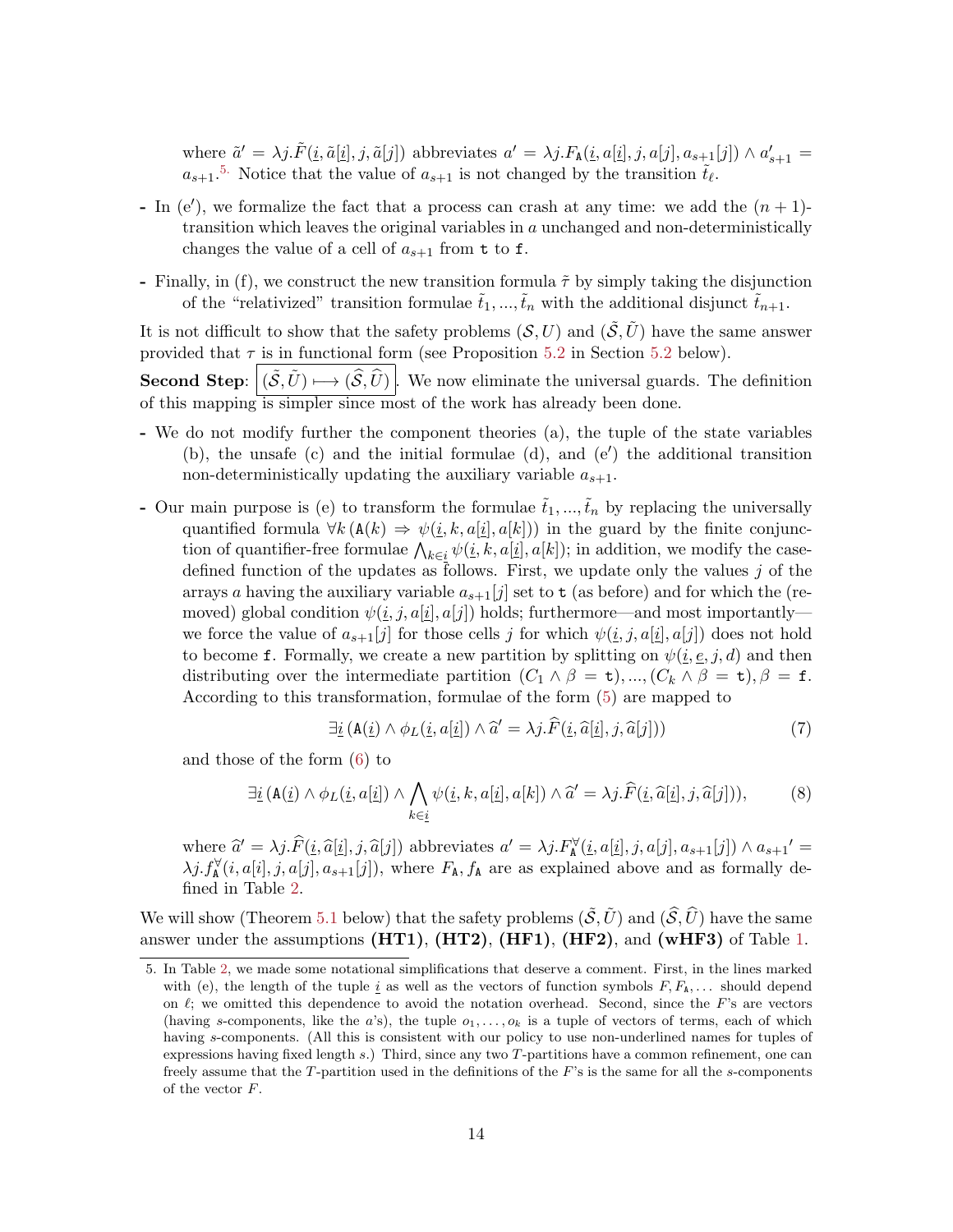where $\tilde{a}' = \lambda j.\tilde{F}(\underline{i}, \tilde{a}[\underline{i}], j, \tilde{a}[j])$ abbreviates $a' = \lambda j.F_{\mathtt{A}}(\underline{i}, a[\underline{i}], j, a[j], a_{s+1}[j]) \wedge a'_{s+1} = a_{s+1}$.[5] Notice that the value of $a_{s+1}$ is not changed by the transition $\tilde{t}_\ell$.

- In (e′), we formalize the fact that a process can crash at any time: we add the $(n+1)$-transition which leaves the original variables in $a$ unchanged and non-deterministically changes the value of a cell of $a_{s+1}$ from $\mathtt{t}$ to $\mathtt{f}$.
- Finally, in (f), we construct the new transition formula $\tilde{\tau}$ by simply taking the disjunction of the "relativized" transition formulae $\tilde{t}_1, ..., \tilde{t}_n$ with the additional disjunct $\tilde{t}_{n+1}$.

It is not difficult to show that the safety problems $(\mathcal{S}, U)$ and $(\tilde{\mathcal{S}}, \tilde{U})$ have the same answer provided that $\tau$ is in functional form (see Proposition 5.2 in Section 5.2 below).

**Second Step**: $\boxed{(\tilde{\mathcal{S}}, \tilde{U}) \longmapsto (\widehat{\mathcal{S}}, \widehat{U})}$. We now eliminate the universal guards. The definition of this mapping is simpler since most of the work has already been done.

- We do not modify further the component theories (a), the tuple of the state variables (b), the unsafe (c) and the initial formulae (d), and (e′) the additional transition non-deterministically updating the auxiliary variable $a_{s+1}$.
- Our main purpose is (e) to transform the formulae $\tilde{t}_1, ..., \tilde{t}_n$ by replacing the universally quantified formula $\forall k\, (\mathtt{A}(k) \Rightarrow \psi(\underline{i}, k, a[\underline{i}], a[k]))$ in the guard by the finite conjunction of quantifier-free formulae $\bigwedge_{k \in \underline{i}} \psi(\underline{i}, k, a[\underline{i}], a[k])$; in addition, we modify the case-defined function of the updates as follows. First, we update only the values $j$ of the arrays $a$ having the auxiliary variable $a_{s+1}[j]$ set to $\mathtt{t}$ (as before) and for which the (removed) global condition $\psi(\underline{i}, j, a[\underline{i}], a[j])$ holds; furthermore—and most importantly—we force the value of $a_{s+1}[j]$ for those cells $j$ for which $\psi(\underline{i}, j, a[\underline{i}], a[j])$ does not hold to become $\mathtt{f}$. Formally, we create a new partition by splitting on $\psi(\underline{i}, \underline{e}, j, d)$ and then distributing over the intermediate partition $(C_1 \wedge \beta = \mathtt{t}), ..., (C_k \wedge \beta = \mathtt{t}), \beta = \mathtt{f}$. According to this transformation, formulae of the form (5) are mapped to

$$\exists \underline{i}\, (\mathtt{A}(\underline{i}) \wedge \phi_L(\underline{i}, a[\underline{i}]) \wedge \widehat{a}' = \lambda j.\widehat{F}(\underline{i}, \widehat{a}[\underline{i}], j, \widehat{a}[j])) \tag{7}$$

and those of the form (6) to

$$\exists \underline{i}\, (\mathtt{A}(\underline{i}) \wedge \phi_L(\underline{i}, a[\underline{i}]) \wedge \bigwedge_{k \in \underline{i}} \psi(\underline{i}, k, a[\underline{i}], a[k]) \wedge \widehat{a}' = \lambda j.\widehat{F}(\underline{i}, \widehat{a}[\underline{i}], j, \widehat{a}[j])), \tag{8}$$

where $\widehat{a}' = \lambda j.\widehat{F}(\underline{i}, \widehat{a}[\underline{i}], j, \widehat{a}[j])$ abbreviates $a' = \lambda j.F^{\forall}_{\mathtt{A}}(\underline{i}, a[\underline{i}], j, a[j], a_{s+1}[j]) \wedge a_{s+1}{}' = \lambda j.f^{\forall}_{\mathtt{A}}(i, a[i], j, a[j], a_{s+1}[j])$, where $F_{\mathtt{A}}, f_{\mathtt{A}}$ are as explained above and as formally defined in Table 2.

We will show (Theorem 5.1 below) that the safety problems $(\tilde{\mathcal{S}}, \tilde{U})$ and $(\widehat{\mathcal{S}}, \widehat{U})$ have the same answer under the assumptions **(HT1)**, **(HT2)**, **(HF1)**, **(HF2)**, and **(wHF3)** of Table 1.

5. In Table 2, we made some notational simplifications that deserve a comment. First, in the lines marked with (e), the length of the tuple $\underline{i}$ as well as the vectors of function symbols $F, F_{\mathtt{A}}, \ldots$ should depend on $\ell$; we omitted this dependence to avoid the notation overhead. Second, since the $F$'s are vectors (having $s$-components, like the $a$'s), the tuple $o_1, \ldots, o_k$ is a tuple of vectors of terms, each of which having $s$-components. (All this is consistent with our policy to use non-underlined names for tuples of expressions having fixed length $s$.) Third, since any two $T$-partitions have a common refinement, one can freely assume that the $T$-partition used in the definitions of the $F$'s is the same for all the $s$-components of the vector $F$.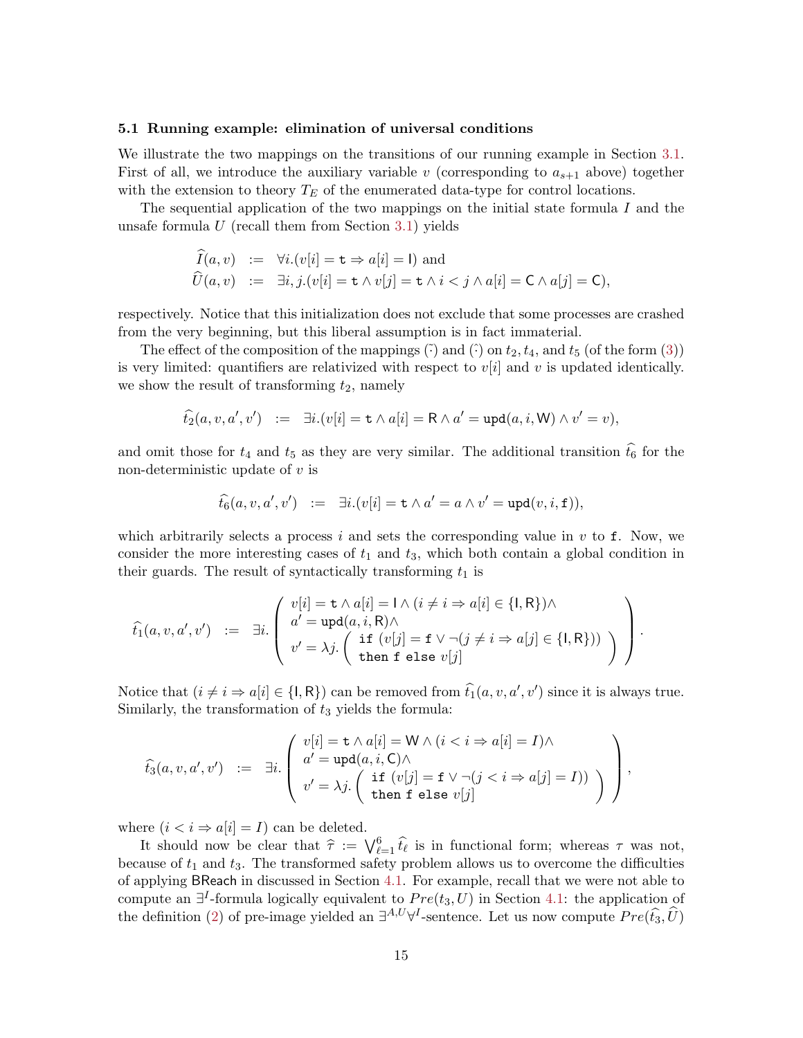### 5.1 Running example: elimination of universal conditions

We illustrate the two mappings on the transitions of our running example in Section 3.1. First of all, we introduce the auxiliary variable $v$ (corresponding to $a_{s+1}$ above) together with the extension to theory $T_E$ of the enumerated data-type for control locations.

The sequential application of the two mappings on the initial state formula $I$ and the unsafe formula $U$ (recall them from Section 3.1) yields

$$
\begin{array}{rcl}
\widehat{I}(a,v) & := & \forall i.(v[i] = \mathtt{t} \Rightarrow a[i] = \mathsf{I}) \text{ and} \\
\widehat{U}(a,v) & := & \exists i,j.(v[i] = \mathtt{t} \wedge v[j] = \mathtt{t} \wedge i < j \wedge a[i] = \mathsf{C} \wedge a[j] = \mathsf{C}),
\end{array}
$$

respectively. Notice that this initialization does not exclude that some processes are crashed from the very beginning, but this liberal assumption is in fact immaterial.

The effect of the composition of the mappings $\tilde{(\cdot)}$ and $\hat{(\cdot)}$ on $t_2, t_4$, and $t_5$ (of the form (3)) is very limited: quantifiers are relativized with respect to $v[i]$ and $v$ is updated identically. we show the result of transforming $t_2$, namely

$$
\widehat{t_2}(a,v,a',v') \quad := \quad \exists i.(v[i] = \mathtt{t} \wedge a[i] = \mathsf{R} \wedge a' = \mathtt{upd}(a,i,\mathsf{W}) \wedge v' = v),
$$

and omit those for $t_4$ and $t_5$ as they are very similar. The additional transition $\widehat{t_6}$ for the non-deterministic update of $v$ is

$$
\widehat{t_6}(a,v,a',v') \quad := \quad \exists i.(v[i] = \mathtt{t} \wedge a' = a \wedge v' = \mathtt{upd}(v,i,\mathtt{f})),
$$

which arbitrarily selects a process $i$ and sets the corresponding value in $v$ to $\mathtt{f}$. Now, we consider the more interesting cases of $t_1$ and $t_3$, which both contain a global condition in their guards. The result of syntactically transforming $t_1$ is

$$
\widehat{t_1}(a,v,a',v') \quad := \quad \exists i. \left( \begin{array}{l}
v[i] = \mathtt{t} \wedge a[i] = \mathsf{I} \wedge (i \neq i \Rightarrow a[i] \in \{\mathsf{I},\mathsf{R}\}) \wedge \\
a' = \mathtt{upd}(a,i,\mathsf{R}) \wedge \\
v' = \lambda j. \left( \begin{array}{l} \mathtt{if}\ (v[j] = \mathtt{f} \vee \neg(j \neq i \Rightarrow a[j] \in \{\mathsf{I},\mathsf{R}\})) \\ \mathtt{then}\ \mathtt{f}\ \mathtt{else}\ v[j] \end{array} \right)
\end{array} \right).
$$

Notice that $(i \neq i \Rightarrow a[i] \in \{\mathsf{I},\mathsf{R}\})$ can be removed from $\widehat{t_1}(a,v,a',v')$ since it is always true. Similarly, the transformation of $t_3$ yields the formula:

$$
\widehat{t_3}(a,v,a',v') \quad := \quad \exists i. \left( \begin{array}{l}
v[i] = \mathtt{t} \wedge a[i] = \mathsf{W} \wedge (i < i \Rightarrow a[i] = I) \wedge \\
a' = \mathtt{upd}(a,i,\mathsf{C}) \wedge \\
v' = \lambda j. \left( \begin{array}{l} \mathtt{if}\ (v[j] = \mathtt{f} \vee \neg(j < i \Rightarrow a[j] = I)) \\ \mathtt{then}\ \mathtt{f}\ \mathtt{else}\ v[j] \end{array} \right)
\end{array} \right),
$$

where $(i < i \Rightarrow a[i] = I)$ can be deleted.

It should now be clear that $\widehat{\tau} := \bigvee_{\ell=1}^{6} \widehat{t_\ell}$ is in functional form; whereas $\tau$ was not, because of $t_1$ and $t_3$. The transformed safety problem allows us to overcome the difficulties of applying $\mathsf{BReach}$ in discussed in Section 4.1. For example, recall that we were not able to compute an $\exists^I$-formula logically equivalent to $Pre(t_3, U)$ in Section 4.1: the application of the definition (2) of pre-image yielded an $\exists^{A,U}\forall^I$-sentence. Let us now compute $Pre(\widehat{t_3}, \widehat{U})$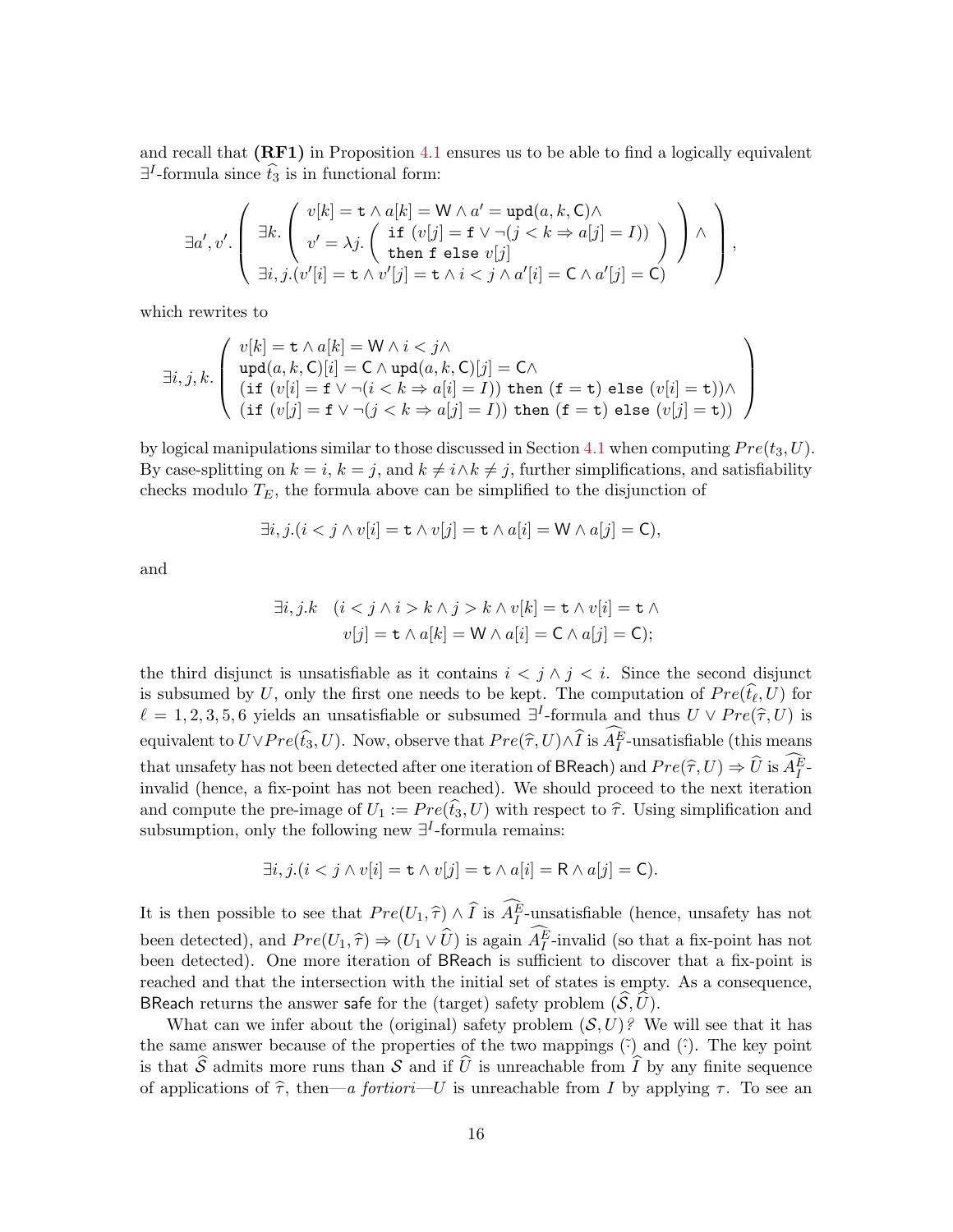and recall that **(RF1)** in Proposition 4.1 ensures us to be able to find a logically equivalent $\exists^I$-formula since $\widehat{t_3}$ is in functional form:

$$
\exists a', v'. \left( \begin{array}{l} \exists k. \left( \begin{array}{l} v[k] = \mathtt{t} \wedge a[k] = \mathsf{W} \wedge a' = \mathtt{upd}(a, k, \mathsf{C}) \wedge \\ v' = \lambda j. \left( \begin{array}{l} \mathtt{if}\ (v[j] = \mathtt{f} \vee \neg(j < k \Rightarrow a[j] = I)) \\ \mathtt{then}\ \mathtt{f}\ \mathtt{else}\ v[j] \end{array} \right) \end{array} \right) \wedge \\ \exists i, j. (v'[i] = \mathtt{t} \wedge v'[j] = \mathtt{t} \wedge i < j \wedge a'[i] = \mathsf{C} \wedge a'[j] = \mathsf{C}) \end{array} \right),
$$

which rewrites to

$$
\exists i, j, k. \left( \begin{array}{l} v[k] = \mathtt{t} \wedge a[k] = \mathsf{W} \wedge i < j \wedge \\ \mathtt{upd}(a, k, \mathsf{C})[i] = \mathsf{C} \wedge \mathtt{upd}(a, k, \mathsf{C})[j] = \mathsf{C} \wedge \\ (\mathtt{if}\ (v[i] = \mathtt{f} \vee \neg(i < k \Rightarrow a[i] = I))\ \mathtt{then}\ (\mathtt{f} = \mathtt{t})\ \mathtt{else}\ (v[i] = \mathtt{t})) \wedge \\ (\mathtt{if}\ (v[j] = \mathtt{f} \vee \neg(j < k \Rightarrow a[j] = I))\ \mathtt{then}\ (\mathtt{f} = \mathtt{t})\ \mathtt{else}\ (v[j] = \mathtt{t})) \end{array} \right)
$$

by logical manipulations similar to those discussed in Section 4.1 when computing $Pre(t_3, U)$. By case-splitting on $k = i$, $k = j$, and $k \neq i \wedge k \neq j$, further simplifications, and satisfiability checks modulo $T_E$, the formula above can be simplified to the disjunction of

$$
\exists i, j. (i < j \wedge v[i] = \mathtt{t} \wedge v[j] = \mathtt{t} \wedge a[i] = \mathsf{W} \wedge a[j] = \mathsf{C}),
$$

and

$$
\begin{array}{ll} \exists i, j.k & (i < j \wedge i > k \wedge j > k \wedge v[k] = \mathtt{t} \wedge v[i] = \mathtt{t} \wedge \\ & v[j] = \mathtt{t} \wedge a[k] = \mathsf{W} \wedge a[i] = \mathsf{C} \wedge a[j] = \mathsf{C}); \end{array}
$$

the third disjunct is unsatisfiable as it contains $i < j \wedge j < i$. Since the second disjunct is subsumed by $U$, only the first one needs to be kept. The computation of $Pre(\widehat{t_\ell}, U)$ for $\ell = 1, 2, 3, 5, 6$ yields an unsatisfiable or subsumed $\exists^I$-formula and thus $U \vee Pre(\widehat{\tau}, U)$ is equivalent to $U \vee Pre(\widehat{t_3}, U)$. Now, observe that $Pre(\widehat{\tau}, U) \wedge \widehat{I}$ is $\widehat{A_I^E}$-unsatisfiable (this means that unsafety has not been detected after one iteration of BReach) and $Pre(\widehat{\tau}, U) \Rightarrow \widehat{U}$ is $\widehat{A_I^E}$-invalid (hence, a fix-point has not been reached). We should proceed to the next iteration and compute the pre-image of $U_1 := Pre(\widehat{t_3}, U)$ with respect to $\widehat{\tau}$. Using simplification and subsumption, only the following new $\exists^I$-formula remains:

$$
\exists i, j. (i < j \wedge v[i] = \mathtt{t} \wedge v[j] = \mathtt{t} \wedge a[i] = \mathsf{R} \wedge a[j] = \mathsf{C}).
$$

It is then possible to see that $Pre(U_1, \widehat{\tau}) \wedge \widehat{I}$ is $\widehat{A_I^E}$-unsatisfiable (hence, unsafety has not been detected), and $Pre(U_1, \widehat{\tau}) \Rightarrow (U_1 \vee \widehat{U})$ is again $\widehat{A_I^E}$-invalid (so that a fix-point has not been detected). One more iteration of BReach is sufficient to discover that a fix-point is reached and that the intersection with the initial set of states is empty. As a consequence, BReach returns the answer safe for the (target) safety problem $(\widehat{\mathcal{S}}, \widehat{U})$.

What can we infer about the (original) safety problem $(\mathcal{S}, U)$? We will see that it has the same answer because of the properties of the two mappings $(\widehat{\cdot})$ and $(\widehat{\cdot})$. The key point is that $\widehat{\mathcal{S}}$ admits more runs than $\mathcal{S}$ and if $\widehat{U}$ is unreachable from $\widehat{I}$ by any finite sequence of applications of $\widehat{\tau}$, then—*a fortiori*—$U$ is unreachable from $I$ by applying $\tau$. To see an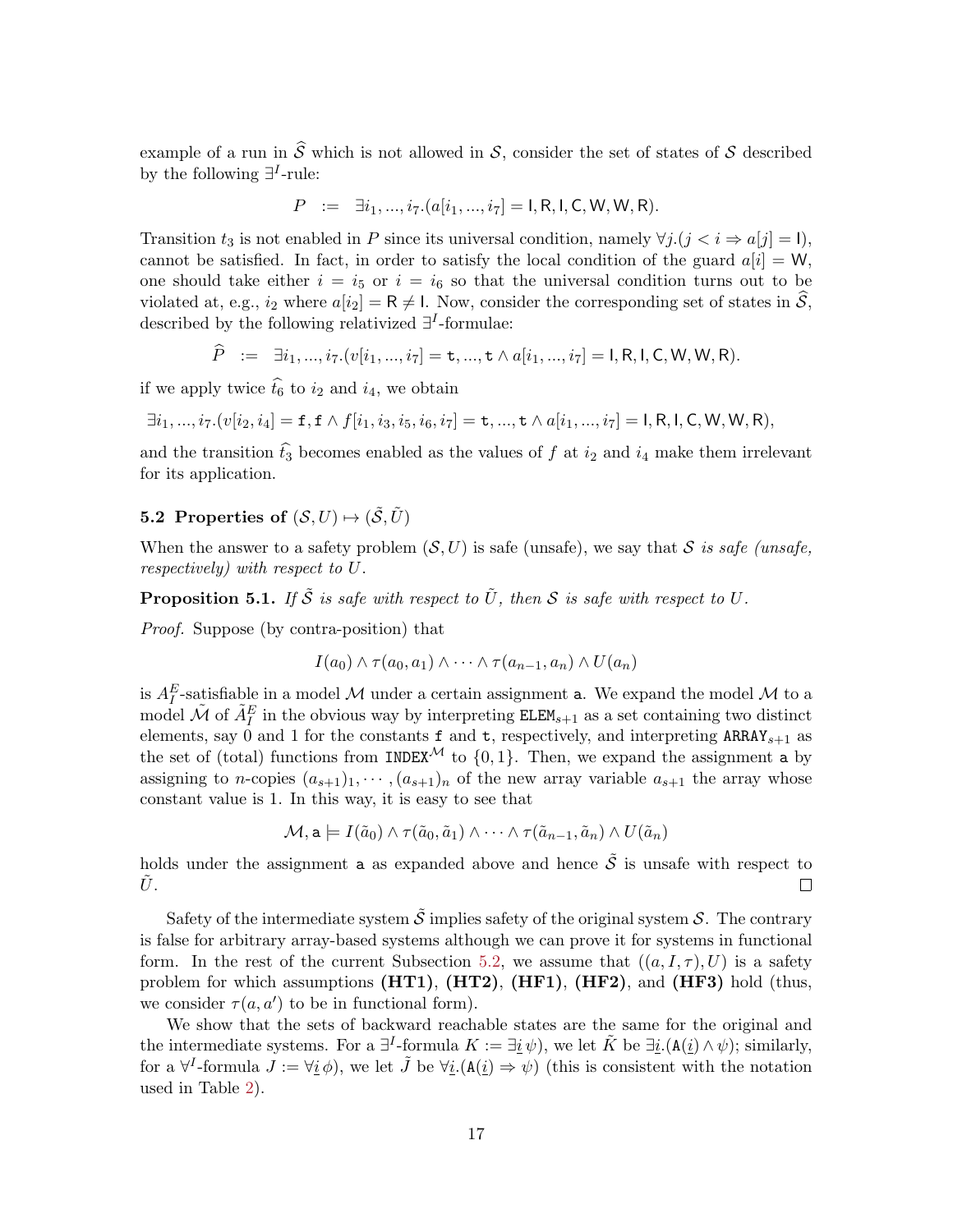example of a run in $\widehat{\mathcal{S}}$ which is not allowed in $\mathcal{S}$, consider the set of states of $\mathcal{S}$ described by the following $\exists^I$-rule:

$$P \;\;:=\;\; \exists i_1, ..., i_7.(a[i_1, ..., i_7] = \mathsf{I}, \mathsf{R}, \mathsf{I}, \mathsf{C}, \mathsf{W}, \mathsf{W}, \mathsf{R}).$$

Transition $t_3$ is not enabled in $P$ since its universal condition, namely $\forall j.(j < i \Rightarrow a[j] = \mathsf{I})$, cannot be satisfied. In fact, in order to satisfy the local condition of the guard $a[i] = \mathsf{W}$, one should take either $i = i_5$ or $i = i_6$ so that the universal condition turns out to be violated at, e.g., $i_2$ where $a[i_2] = \mathsf{R} \neq \mathsf{I}$. Now, consider the corresponding set of states in $\widehat{\mathcal{S}}$, described by the following relativized $\exists^I$-formulae:

$$\widehat{P} \;\;:=\;\; \exists i_1, ..., i_7.(v[i_1, ..., i_7] = \mathtt{t}, ..., \mathtt{t} \wedge a[i_1, ..., i_7] = \mathsf{I}, \mathsf{R}, \mathsf{I}, \mathsf{C}, \mathsf{W}, \mathsf{W}, \mathsf{R}).$$

if we apply twice $\widehat{t_6}$ to $i_2$ and $i_4$, we obtain

$$\exists i_1, ..., i_7.(v[i_2, i_4] = \mathtt{f}, \mathtt{f} \wedge f[i_1, i_3, i_5, i_6, i_7] = \mathtt{t}, ..., \mathtt{t} \wedge a[i_1, ..., i_7] = \mathsf{I}, \mathsf{R}, \mathsf{I}, \mathsf{C}, \mathsf{W}, \mathsf{W}, \mathsf{R}),$$

and the transition $\widehat{t_3}$ becomes enabled as the values of $f$ at $i_2$ and $i_4$ make them irrelevant for its application.

### 5.2 Properties of $(\mathcal{S}, U) \mapsto (\tilde{\mathcal{S}}, \tilde{U})$

When the answer to a safety problem $(\mathcal{S}, U)$ is safe (unsafe), we say that $\mathcal{S}$ *is safe (unsafe, respectively) with respect to* $U$.

**Proposition 5.1.** *If $\tilde{\mathcal{S}}$ is safe with respect to $\tilde{U}$, then $\mathcal{S}$ is safe with respect to $U$.*

*Proof.* Suppose (by contra-position) that

$$I(a_0) \wedge \tau(a_0, a_1) \wedge \cdots \wedge \tau(a_{n-1}, a_n) \wedge U(a_n)$$

is $A_I^E$-satisfiable in a model $\mathcal{M}$ under a certain assignment $\mathtt{a}$. We expand the model $\mathcal{M}$ to a model $\tilde{\mathcal{M}}$ of $\tilde{A}_I^E$ in the obvious way by interpreting $\mathtt{ELEM}_{s+1}$ as a set containing two distinct elements, say 0 and 1 for the constants $\mathtt{f}$ and $\mathtt{t}$, respectively, and interpreting $\mathtt{ARRAY}_{s+1}$ as the set of (total) functions from $\mathtt{INDEX}^{\mathcal{M}}$ to $\{0, 1\}$. Then, we expand the assignment $\mathtt{a}$ by assigning to $n$-copies $(a_{s+1})_1, \cdots, (a_{s+1})_n$ of the new array variable $a_{s+1}$ the array whose constant value is 1. In this way, it is easy to see that

$$\mathcal{M}, \mathtt{a} \models I(\tilde{a}_0) \wedge \tau(\tilde{a}_0, \tilde{a}_1) \wedge \cdots \wedge \tau(\tilde{a}_{n-1}, \tilde{a}_n) \wedge U(\tilde{a}_n)$$

holds under the assignment $\mathtt{a}$ as expanded above and hence $\tilde{\mathcal{S}}$ is unsafe with respect to $\tilde{U}$. $\square$

Safety of the intermediate system $\tilde{\mathcal{S}}$ implies safety of the original system $\mathcal{S}$. The contrary is false for arbitrary array-based systems although we can prove it for systems in functional form. In the rest of the current Subsection 5.2, we assume that $((a, I, \tau), U)$ is a safety problem for which assumptions **(HT1)**, **(HT2)**, **(HF1)**, **(HF2)**, and **(HF3)** hold (thus, we consider $\tau(a, a')$ to be in functional form).

We show that the sets of backward reachable states are the same for the original and the intermediate systems. For a $\exists^I$-formula $K := \exists \underline{i}\, \psi)$, we let $\tilde{K}$ be $\exists \underline{i}.(\mathtt{A}(\underline{i}) \wedge \psi)$; similarly, for a $\forall^I$-formula $J := \forall \underline{i}\, \phi)$, we let $\tilde{J}$ be $\forall \underline{i}.(\mathtt{A}(\underline{i}) \Rightarrow \psi)$ (this is consistent with the notation used in Table 2).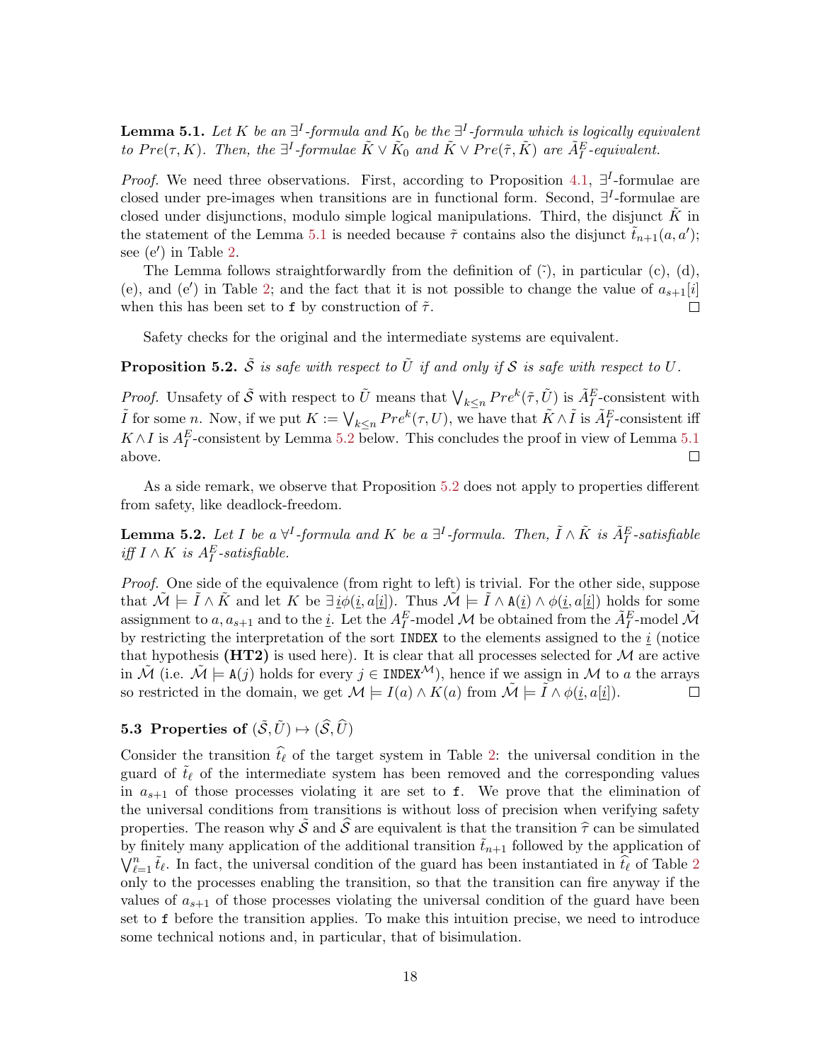**Lemma 5.1.** *Let $K$ be an $\exists^I$-formula and $K_0$ be the $\exists^I$-formula which is logically equivalent to $Pre(\tau, K)$. Then, the $\exists^I$-formulae $\tilde{K} \vee \tilde{K}_0$ and $\tilde{K} \vee Pre(\tilde{\tau}, \tilde{K})$ are $\tilde{A}^E_I$-equivalent.*

*Proof.* We need three observations. First, according to Proposition 4.1, $\exists^I$-formulae are closed under pre-images when transitions are in functional form. Second, $\exists^I$-formulae are closed under disjunctions, modulo simple logical manipulations. Third, the disjunct $\tilde{K}$ in the statement of the Lemma 5.1 is needed because $\tilde{\tau}$ contains also the disjunct $\tilde{t}_{n+1}(a, a')$; see (e′) in Table 2.

The Lemma follows straightforwardly from the definition of $\tilde{(\cdot)}$, in particular (c), (d), (e), and (e′) in Table 2; and the fact that it is not possible to change the value of $a_{s+1}[i]$ when this has been set to $\mathtt{f}$ by construction of $\tilde{\tau}$. □

Safety checks for the original and the intermediate systems are equivalent.

**Proposition 5.2.** *$\tilde{\mathcal{S}}$ is safe with respect to $\tilde{U}$ if and only if $\mathcal{S}$ is safe with respect to $U$.*

*Proof.* Unsafety of $\tilde{\mathcal{S}}$ with respect to $\tilde{U}$ means that $\bigvee_{k \leq n} Pre^k(\tilde{\tau}, \tilde{U})$ is $\tilde{A}^E_I$-consistent with $\tilde{I}$ for some $n$. Now, if we put $K := \bigvee_{k \leq n} Pre^k(\tau, U)$, we have that $\tilde{K} \wedge \tilde{I}$ is $\tilde{A}^E_I$-consistent iff $K \wedge I$ is $A^E_I$-consistent by Lemma 5.2 below. This concludes the proof in view of Lemma 5.1 above. □

As a side remark, we observe that Proposition 5.2 does not apply to properties different from safety, like deadlock-freedom.

**Lemma 5.2.** *Let $I$ be a $\forall^I$-formula and $K$ be a $\exists^I$-formula. Then, $\tilde{I} \wedge \tilde{K}$ is $\tilde{A}^E_I$-satisfiable iff $I \wedge K$ is $A^E_I$-satisfiable.*

*Proof.* One side of the equivalence (from right to left) is trivial. For the other side, suppose that $\tilde{\mathcal{M}} \models \tilde{I} \wedge \tilde{K}$ and let $K$ be $\exists \underline{i} \phi(\underline{i}, a[\underline{i}])$. Thus $\tilde{\mathcal{M}} \models \tilde{I} \wedge \mathtt{A}(\underline{i}) \wedge \phi(\underline{i}, a[\underline{i}])$ holds for some assignment to $a, a_{s+1}$ and to the $\underline{i}$. Let the $A^E_I$-model $\mathcal{M}$ be obtained from the $\tilde{A}^E_I$-model $\tilde{\mathcal{M}}$ by restricting the interpretation of the sort $\mathtt{INDEX}$ to the elements assigned to the $\underline{i}$ (notice that hypothesis **(HT2)** is used here). It is clear that all processes selected for $\mathcal{M}$ are active in $\tilde{\mathcal{M}}$ (i.e. $\tilde{\mathcal{M}} \models \mathtt{A}(j)$ holds for every $j \in \mathtt{INDEX}^{\mathcal{M}}$), hence if we assign in $\mathcal{M}$ to $a$ the arrays so restricted in the domain, we get $\mathcal{M} \models I(a) \wedge K(a)$ from $\tilde{\mathcal{M}} \models \tilde{I} \wedge \phi(\underline{i}, a[\underline{i}])$. □

### 5.3 Properties of $(\tilde{\mathcal{S}}, \tilde{U}) \mapsto (\widehat{\mathcal{S}}, \widehat{U})$

Consider the transition $\widehat{t}_\ell$ of the target system in Table 2: the universal condition in the guard of $\tilde{t}_\ell$ of the intermediate system has been removed and the corresponding values in $a_{s+1}$ of those processes violating it are set to $\mathtt{f}$. We prove that the elimination of the universal conditions from transitions is without loss of precision when verifying safety properties. The reason why $\tilde{\mathcal{S}}$ and $\widehat{\mathcal{S}}$ are equivalent is that the transition $\widehat{\tau}$ can be simulated by finitely many application of the additional transition $\tilde{t}_{n+1}$ followed by the application of $\bigvee_{\ell=1}^{n} \tilde{t}_\ell$. In fact, the universal condition of the guard has been instantiated in $\widehat{t_\ell}$ of Table 2 only to the processes enabling the transition, so that the transition can fire anyway if the values of $a_{s+1}$ of those processes violating the universal condition of the guard have been set to $\mathtt{f}$ before the transition applies. To make this intuition precise, we need to introduce some technical notions and, in particular, that of bisimulation.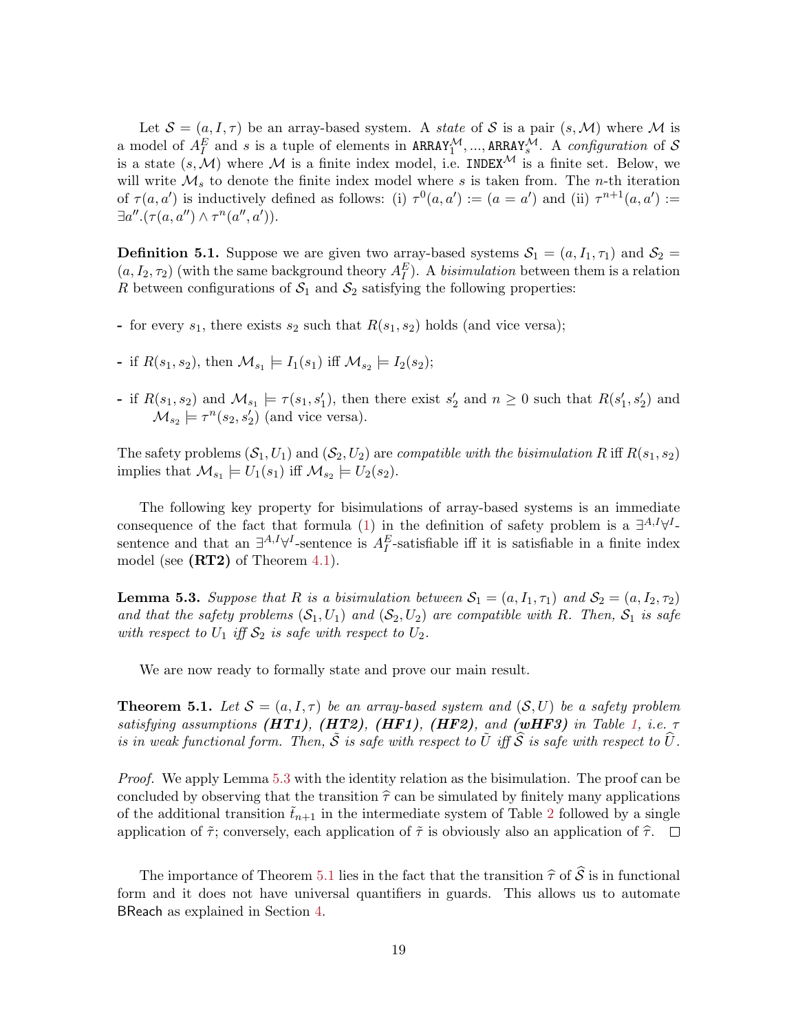Let $\mathcal{S} = (a, I, \tau)$ be an array-based system. A *state* of $\mathcal{S}$ is a pair $(s, \mathcal{M})$ where $\mathcal{M}$ is a model of $A_I^E$ and $s$ is a tuple of elements in $\texttt{ARRAY}_1^{\mathcal{M}}, ..., \texttt{ARRAY}_s^{\mathcal{M}}$. A *configuration* of $\mathcal{S}$ is a state $(s, \mathcal{M})$ where $\mathcal{M}$ is a finite index model, i.e. $\texttt{INDEX}^{\mathcal{M}}$ is a finite set. Below, we will write $\mathcal{M}_s$ to denote the finite index model where $s$ is taken from. The $n$-th iteration of $\tau(a, a')$ is inductively defined as follows: (i) $\tau^0(a, a') := (a = a')$ and (ii) $\tau^{n+1}(a, a') := \exists a''.(\tau(a, a'') \wedge \tau^n(a'', a'))$.

**Definition 5.1.** Suppose we are given two array-based systems $\mathcal{S}_1 = (a, I_1, \tau_1)$ and $\mathcal{S}_2 = (a, I_2, \tau_2)$ (with the same background theory $A_I^E$). A *bisimulation* between them is a relation $R$ between configurations of $\mathcal{S}_1$ and $\mathcal{S}_2$ satisfying the following properties:

- for every $s_1$, there exists $s_2$ such that $R(s_1, s_2)$ holds (and vice versa);
- if $R(s_1, s_2)$, then $\mathcal{M}_{s_1} \models I_1(s_1)$ iff $\mathcal{M}_{s_2} \models I_2(s_2)$;
- if $R(s_1, s_2)$ and $\mathcal{M}_{s_1} \models \tau(s_1, s_1')$, then there exist $s_2'$ and $n \geq 0$ such that $R(s_1', s_2')$ and $\mathcal{M}_{s_2} \models \tau^n(s_2, s_2')$ (and vice versa).

The safety problems $(\mathcal{S}_1, U_1)$ and $(\mathcal{S}_2, U_2)$ are *compatible with the bisimulation* $R$ iff $R(s_1, s_2)$ implies that $\mathcal{M}_{s_1} \models U_1(s_1)$ iff $\mathcal{M}_{s_2} \models U_2(s_2)$.

The following key property for bisimulations of array-based systems is an immediate consequence of the fact that formula (1) in the definition of safety problem is a $\exists^{A,I}\forall^I$-sentence and that an $\exists^{A,I}\forall^I$-sentence is $A_I^E$-satisfiable iff it is satisfiable in a finite index model (see **(RT2)** of Theorem 4.1).

**Lemma 5.3.** *Suppose that $R$ is a bisimulation between $\mathcal{S}_1 = (a, I_1, \tau_1)$ and $\mathcal{S}_2 = (a, I_2, \tau_2)$ and that the safety problems $(\mathcal{S}_1, U_1)$ and $(\mathcal{S}_2, U_2)$ are compatible with $R$. Then, $\mathcal{S}_1$ is safe with respect to $U_1$ iff $\mathcal{S}_2$ is safe with respect to $U_2$.*

We are now ready to formally state and prove our main result.

**Theorem 5.1.** *Let $\mathcal{S} = (a, I, \tau)$ be an array-based system and $(\mathcal{S}, U)$ be a safety problem satisfying assumptions **(HT1)**, **(HT2)**, **(HF1)**, **(HF2)**, and **(wHF3)** in Table 1, i.e. $\tau$ is in weak functional form. Then, $\tilde{\mathcal{S}}$ is safe with respect to $\tilde{U}$ iff $\widehat{\mathcal{S}}$ is safe with respect to $\widehat{U}$.*

*Proof.* We apply Lemma 5.3 with the identity relation as the bisimulation. The proof can be concluded by observing that the transition $\widehat{\tau}$ can be simulated by finitely many applications of the additional transition $\tilde{t}_{n+1}$ in the intermediate system of Table 2 followed by a single application of $\tilde{\tau}$; conversely, each application of $\tilde{\tau}$ is obviously also an application of $\widehat{\tau}$. $\square$

The importance of Theorem 5.1 lies in the fact that the transition $\widehat{\tau}$ of $\widehat{\mathcal{S}}$ is in functional form and it does not have universal quantifiers in guards. This allows us to automate BReach as explained in Section 4.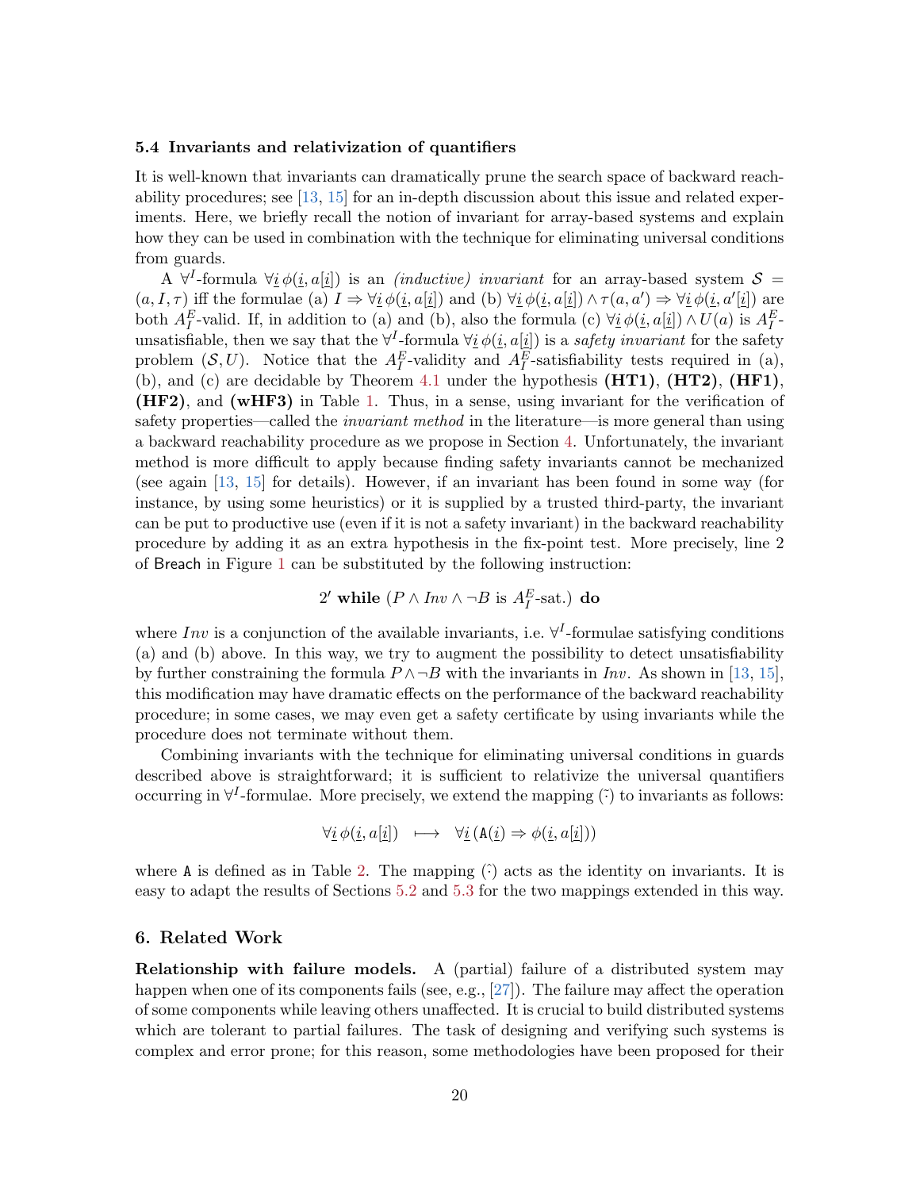### 5.4 Invariants and relativization of quantifiers

It is well-known that invariants can dramatically prune the search space of backward reachability procedures; see [13, 15] for an in-depth discussion about this issue and related experiments. Here, we briefly recall the notion of invariant for array-based systems and explain how they can be used in combination with the technique for eliminating universal conditions from guards.

A $\forall^I$-formula $\forall \underline{i}\, \phi(\underline{i}, a[\underline{i}])$ is an *(inductive) invariant* for an array-based system $\mathcal{S} = (a, I, \tau)$ iff the formulae (a) $I \Rightarrow \forall \underline{i}\, \phi(\underline{i}, a[\underline{i}])$ and (b) $\forall \underline{i}\, \phi(\underline{i}, a[\underline{i}]) \wedge \tau(a, a') \Rightarrow \forall \underline{i}\, \phi(\underline{i}, a'[\underline{i}])$ are both $A_I^E$-valid. If, in addition to (a) and (b), also the formula (c) $\forall \underline{i}\, \phi(\underline{i}, a[\underline{i}]) \wedge U(a)$ is $A_I^E$-unsatisfiable, then we say that the $\forall^I$-formula $\forall \underline{i}\, \phi(\underline{i}, a[\underline{i}])$ is a *safety invariant* for the safety problem $(\mathcal{S}, U)$. Notice that the $A_I^E$-validity and $A_I^E$-satisfiability tests required in (a), (b), and (c) are decidable by Theorem 4.1 under the hypothesis **(HT1)**, **(HT2)**, **(HF1)**, **(HF2)**, and **(wHF3)** in Table 1. Thus, in a sense, using invariant for the verification of safety properties—called the *invariant method* in the literature—is more general than using a backward reachability procedure as we propose in Section 4. Unfortunately, the invariant method is more difficult to apply because finding safety invariants cannot be mechanized (see again [13, 15] for details). However, if an invariant has been found in some way (for instance, by using some heuristics) or it is supplied by a trusted third-party, the invariant can be put to productive use (even if it is not a safety invariant) in the backward reachability procedure by adding it as an extra hypothesis in the fix-point test. More precisely, line 2 of Breach in Figure 1 can be substituted by the following instruction:

$$2' \textbf{ while } (P \wedge Inv \wedge \neg B \text{ is } A_I^E\text{-sat.}) \textbf{ do}$$

where $Inv$ is a conjunction of the available invariants, i.e. $\forall^I$-formulae satisfying conditions (a) and (b) above. In this way, we try to augment the possibility to detect unsatisfiability by further constraining the formula $P \wedge \neg B$ with the invariants in $Inv$. As shown in [13, 15], this modification may have dramatic effects on the performance of the backward reachability procedure; in some cases, we may even get a safety certificate by using invariants while the procedure does not terminate without them.

Combining invariants with the technique for eliminating universal conditions in guards described above is straightforward; it is sufficient to relativize the universal quantifiers occurring in $\forall^I$-formulae. More precisely, we extend the mapping $(\tilde{\cdot})$ to invariants as follows:

$$\forall \underline{i}\, \phi(\underline{i}, a[\underline{i}]) \quad \longmapsto \quad \forall \underline{i}\, (\mathtt{A}(\underline{i}) \Rightarrow \phi(\underline{i}, a[\underline{i}]))$$

where $\mathtt{A}$ is defined as in Table 2. The mapping $(\hat{\cdot})$ acts as the identity on invariants. It is easy to adapt the results of Sections 5.2 and 5.3 for the two mappings extended in this way.

## 6. Related Work

**Relationship with failure models.** A (partial) failure of a distributed system may happen when one of its components fails (see, e.g., [27]). The failure may affect the operation of some components while leaving others unaffected. It is crucial to build distributed systems which are tolerant to partial failures. The task of designing and verifying such systems is complex and error prone; for this reason, some methodologies have been proposed for their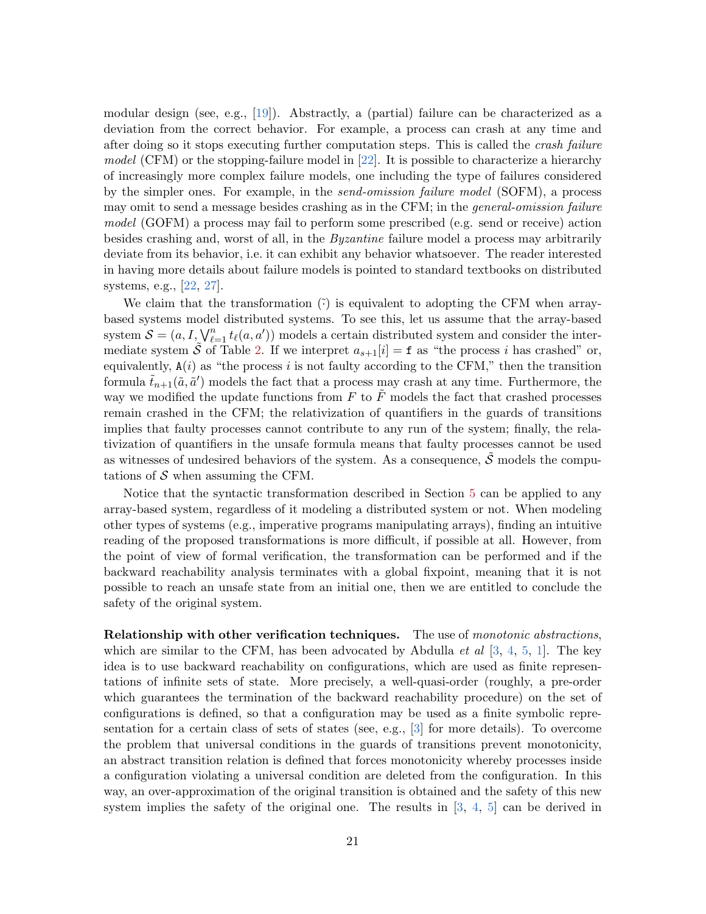modular design (see, e.g., [19]). Abstractly, a (partial) failure can be characterized as a deviation from the correct behavior. For example, a process can crash at any time and after doing so it stops executing further computation steps. This is called the *crash failure model* (CFM) or the stopping-failure model in [22]. It is possible to characterize a hierarchy of increasingly more complex failure models, one including the type of failures considered by the simpler ones. For example, in the *send-omission failure model* (SOFM), a process may omit to send a message besides crashing as in the CFM; in the *general-omission failure model* (GOFM) a process may fail to perform some prescribed (e.g. send or receive) action besides crashing and, worst of all, in the *Byzantine* failure model a process may arbitrarily deviate from its behavior, i.e. it can exhibit any behavior whatsoever. The reader interested in having more details about failure models is pointed to standard textbooks on distributed systems, e.g., [22, 27].

We claim that the transformation $\tilde{(\cdot)}$ is equivalent to adopting the CFM when array-based systems model distributed systems. To see this, let us assume that the array-based system $\mathcal{S} = (a, I, \bigvee_{\ell=1}^{n} t_\ell(a, a'))$ models a certain distributed system and consider the intermediate system $\tilde{\mathcal{S}}$ of Table 2. If we interpret $a_{s+1}[i] = \mathtt{f}$ as "the process $i$ has crashed" or, equivalently, $\mathtt{A}(i)$ as "the process $i$ is not faulty according to the CFM," then the transition formula $\tilde{t}_{n+1}(\tilde{a}, \tilde{a}')$ models the fact that a process may crash at any time. Furthermore, the way we modified the update functions from $F$ to $\tilde{F}$ models the fact that crashed processes remain crashed in the CFM; the relativization of quantifiers in the guards of transitions implies that faulty processes cannot contribute to any run of the system; finally, the relativization of quantifiers in the unsafe formula means that faulty processes cannot be used as witnesses of undesired behaviors of the system. As a consequence, $\tilde{\mathcal{S}}$ models the computations of $\mathcal{S}$ when assuming the CFM.

Notice that the syntactic transformation described in Section 5 can be applied to any array-based system, regardless of it modeling a distributed system or not. When modeling other types of systems (e.g., imperative programs manipulating arrays), finding an intuitive reading of the proposed transformations is more difficult, if possible at all. However, from the point of view of formal verification, the transformation can be performed and if the backward reachability analysis terminates with a global fixpoint, meaning that it is not possible to reach an unsafe state from an initial one, then we are entitled to conclude the safety of the original system.

**Relationship with other verification techniques.** The use of *monotonic abstractions*, which are similar to the CFM, has been advocated by Abdulla *et al* [3, 4, 5, 1]. The key idea is to use backward reachability on configurations, which are used as finite representations of infinite sets of state. More precisely, a well-quasi-order (roughly, a pre-order which guarantees the termination of the backward reachability procedure) on the set of configurations is defined, so that a configuration may be used as a finite symbolic representation for a certain class of sets of states (see, e.g., [3] for more details). To overcome the problem that universal conditions in the guards of transitions prevent monotonicity, an abstract transition relation is defined that forces monotonicity whereby processes inside a configuration violating a universal condition are deleted from the configuration. In this way, an over-approximation of the original transition is obtained and the safety of this new system implies the safety of the original one. The results in [3, 4, 5] can be derived in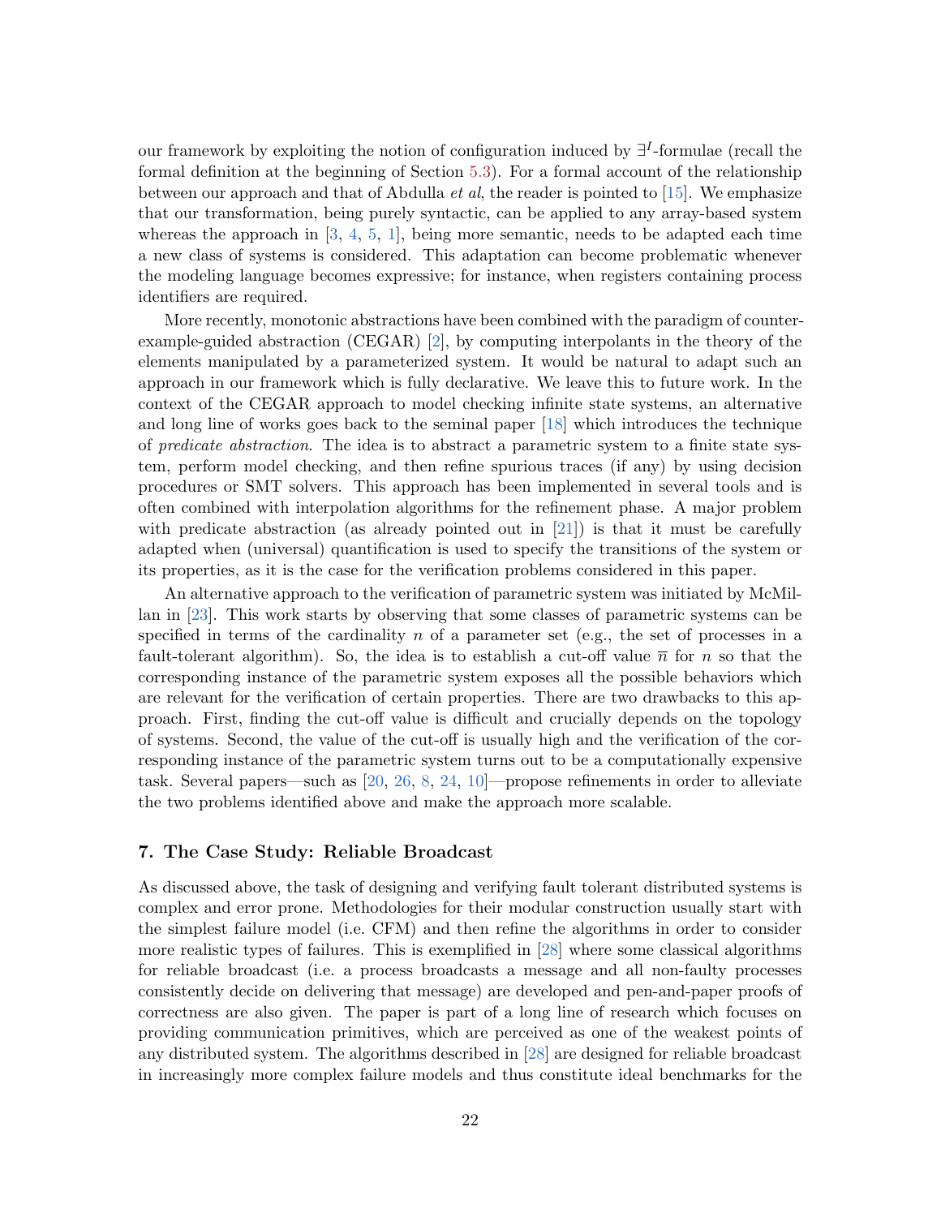our framework by exploiting the notion of configuration induced by $\exists^I$-formulae (recall the formal definition at the beginning of Section 5.3). For a formal account of the relationship between our approach and that of Abdulla *et al*, the reader is pointed to [15]. We emphasize that our transformation, being purely syntactic, can be applied to any array-based system whereas the approach in [3, 4, 5, 1], being more semantic, needs to be adapted each time a new class of systems is considered. This adaptation can become problematic whenever the modeling language becomes expressive; for instance, when registers containing process identifiers are required.

More recently, monotonic abstractions have been combined with the paradigm of counter-example-guided abstraction (CEGAR) [2], by computing interpolants in the theory of the elements manipulated by a parameterized system. It would be natural to adapt such an approach in our framework which is fully declarative. We leave this to future work. In the context of the CEGAR approach to model checking infinite state systems, an alternative and long line of works goes back to the seminal paper [18] which introduces the technique of *predicate abstraction*. The idea is to abstract a parametric system to a finite state system, perform model checking, and then refine spurious traces (if any) by using decision procedures or SMT solvers. This approach has been implemented in several tools and is often combined with interpolation algorithms for the refinement phase. A major problem with predicate abstraction (as already pointed out in [21]) is that it must be carefully adapted when (universal) quantification is used to specify the transitions of the system or its properties, as it is the case for the verification problems considered in this paper.

An alternative approach to the verification of parametric system was initiated by McMillan in [23]. This work starts by observing that some classes of parametric systems can be specified in terms of the cardinality $n$ of a parameter set (e.g., the set of processes in a fault-tolerant algorithm). So, the idea is to establish a cut-off value $\overline{n}$ for $n$ so that the corresponding instance of the parametric system exposes all the possible behaviors which are relevant for the verification of certain properties. There are two drawbacks to this approach. First, finding the cut-off value is difficult and crucially depends on the topology of systems. Second, the value of the cut-off is usually high and the verification of the corresponding instance of the parametric system turns out to be a computationally expensive task. Several papers—such as [20, 26, 8, 24, 10]—propose refinements in order to alleviate the two problems identified above and make the approach more scalable.

## 7. The Case Study: Reliable Broadcast

As discussed above, the task of designing and verifying fault tolerant distributed systems is complex and error prone. Methodologies for their modular construction usually start with the simplest failure model (i.e. CFM) and then refine the algorithms in order to consider more realistic types of failures. This is exemplified in [28] where some classical algorithms for reliable broadcast (i.e. a process broadcasts a message and all non-faulty processes consistently decide on delivering that message) are developed and pen-and-paper proofs of correctness are also given. The paper is part of a long line of research which focuses on providing communication primitives, which are perceived as one of the weakest points of any distributed system. The algorithms described in [28] are designed for reliable broadcast in increasingly more complex failure models and thus constitute ideal benchmarks for the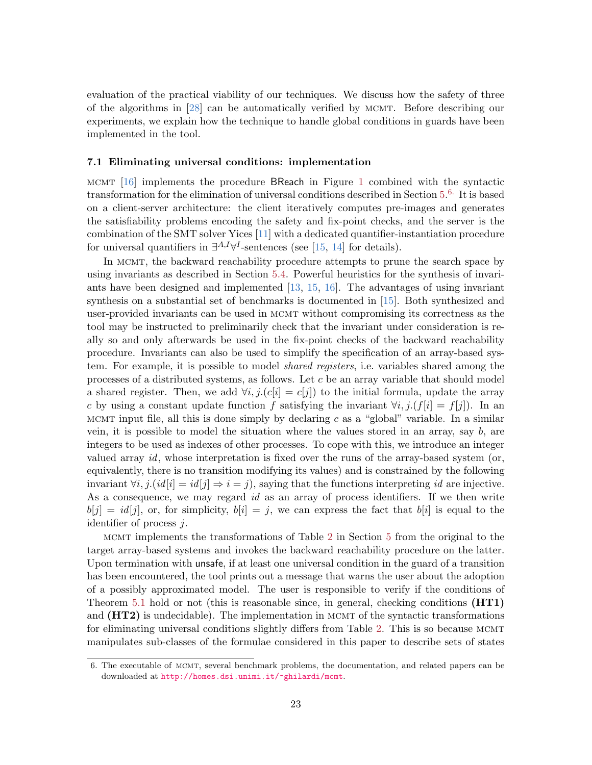evaluation of the practical viability of our techniques. We discuss how the safety of three of the algorithms in [28] can be automatically verified by MCMT. Before describing our experiments, we explain how the technique to handle global conditions in guards have been implemented in the tool.

### 7.1 Eliminating universal conditions: implementation

MCMT [16] implements the procedure BReach in Figure 1 combined with the syntactic transformation for the elimination of universal conditions described in Section 5.[6.] It is based on a client-server architecture: the client iteratively computes pre-images and generates the satisfiability problems encoding the safety and fix-point checks, and the server is the combination of the SMT solver Yices [11] with a dedicated quantifier-instantiation procedure for universal quantifiers in $\exists^{A,I}\forall^{I}$-sentences (see [15, 14] for details).

In MCMT, the backward reachability procedure attempts to prune the search space by using invariants as described in Section 5.4. Powerful heuristics for the synthesis of invariants have been designed and implemented [13, 15, 16]. The advantages of using invariant synthesis on a substantial set of benchmarks is documented in [15]. Both synthesized and user-provided invariants can be used in MCMT without compromising its correctness as the tool may be instructed to preliminarily check that the invariant under consideration is really so and only afterwards be used in the fix-point checks of the backward reachability procedure. Invariants can also be used to simplify the specification of an array-based system. For example, it is possible to model *shared registers*, i.e. variables shared among the processes of a distributed systems, as follows. Let $c$ be an array variable that should model a shared register. Then, we add $\forall i, j.(c[i] = c[j])$ to the initial formula, update the array $c$ by using a constant update function $f$ satisfying the invariant $\forall i, j.(f[i] = f[j])$. In an MCMT input file, all this is done simply by declaring $c$ as a "global" variable. In a similar vein, it is possible to model the situation where the values stored in an array, say $b$, are integers to be used as indexes of other processes. To cope with this, we introduce an integer valued array $id$, whose interpretation is fixed over the runs of the array-based system (or, equivalently, there is no transition modifying its values) and is constrained by the following invariant $\forall i, j.(id[i] = id[j] \Rightarrow i = j)$, saying that the functions interpreting $id$ are injective. As a consequence, we may regard $id$ as an array of process identifiers. If we then write $b[j] = id[j]$, or, for simplicity, $b[i] = j$, we can express the fact that $b[i]$ is equal to the identifier of process $j$.

MCMT implements the transformations of Table 2 in Section 5 from the original to the target array-based systems and invokes the backward reachability procedure on the latter. Upon termination with unsafe, if at least one universal condition in the guard of a transition has been encountered, the tool prints out a message that warns the user about the adoption of a possibly approximated model. The user is responsible to verify if the conditions of Theorem 5.1 hold or not (this is reasonable since, in general, checking conditions **(HT1)** and **(HT2)** is undecidable). The implementation in MCMT of the syntactic transformations for eliminating universal conditions slightly differs from Table 2. This is so because MCMT manipulates sub-classes of the formulae considered in this paper to describe sets of states

---

6. The executable of MCMT, several benchmark problems, the documentation, and related papers can be downloaded at http://homes.dsi.unimi.it/~ghilardi/mcmt.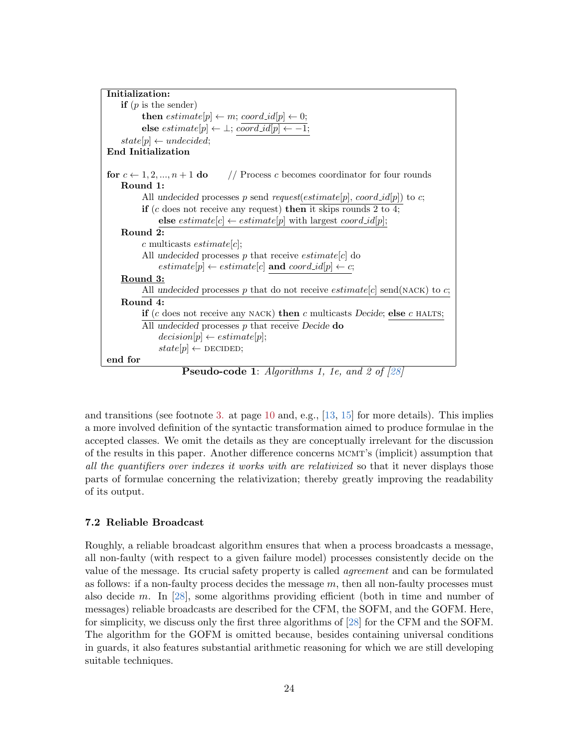```
Initialization:
    if (p is the sender)
        then estimate[p] ← m; coord_id[p] ← 0;
        else estimate[p] ← ⊥; coord_id[p] ← −1;
    state[p] ← undecided;
End Initialization

for c ← 1, 2, ..., n + 1 do       // Process c becomes coordinator for four rounds
    Round 1:
        All undecided processes p send request(estimate[p], coord_id[p]) to c;
        if (c does not receive any request) then it skips rounds 2 to 4;
            else estimate[c] ← estimate[p] with largest coord_id[p];
    Round 2:
        c multicasts estimate[c];
        All undecided processes p that receive estimate[c] do
            estimate[p] ← estimate[c] and coord_id[p] ← c;
    Round 3:
        All undecided processes p that do not receive estimate[c] send(NACK) to c;
    Round 4:
        if (c does not receive any NACK) then c multicasts Decide; else c HALTS;
        All undecided processes p that receive Decide do
            decision[p] ← estimate[p];
            state[p] ← DECIDED;
end for
```

**Pseudo-code 1**: *Algorithms 1, 1e, and 2 of [28]*

and transitions (see footnote 3. at page 10 and, e.g., [13, 15] for more details). This implies a more involved definition of the syntactic transformation aimed to produce formulae in the accepted classes. We omit the details as they are conceptually irrelevant for the discussion of the results in this paper. Another difference concerns MCMT's (implicit) assumption that *all the quantifiers over indexes it works with are relativized* so that it never displays those parts of formulae concerning the relativization; thereby greatly improving the readability of its output.

### 7.2 Reliable Broadcast

Roughly, a reliable broadcast algorithm ensures that when a process broadcasts a message, all non-faulty (with respect to a given failure model) processes consistently decide on the value of the message. Its crucial safety property is called *agreement* and can be formulated as follows: if a non-faulty process decides the message $m$, then all non-faulty processes must also decide $m$. In [28], some algorithms providing efficient (both in time and number of messages) reliable broadcasts are described for the CFM, the SOFM, and the GOFM. Here, for simplicity, we discuss only the first three algorithms of [28] for the CFM and the SOFM. The algorithm for the GOFM is omitted because, besides containing universal conditions in guards, it also features substantial arithmetic reasoning for which we are still developing suitable techniques.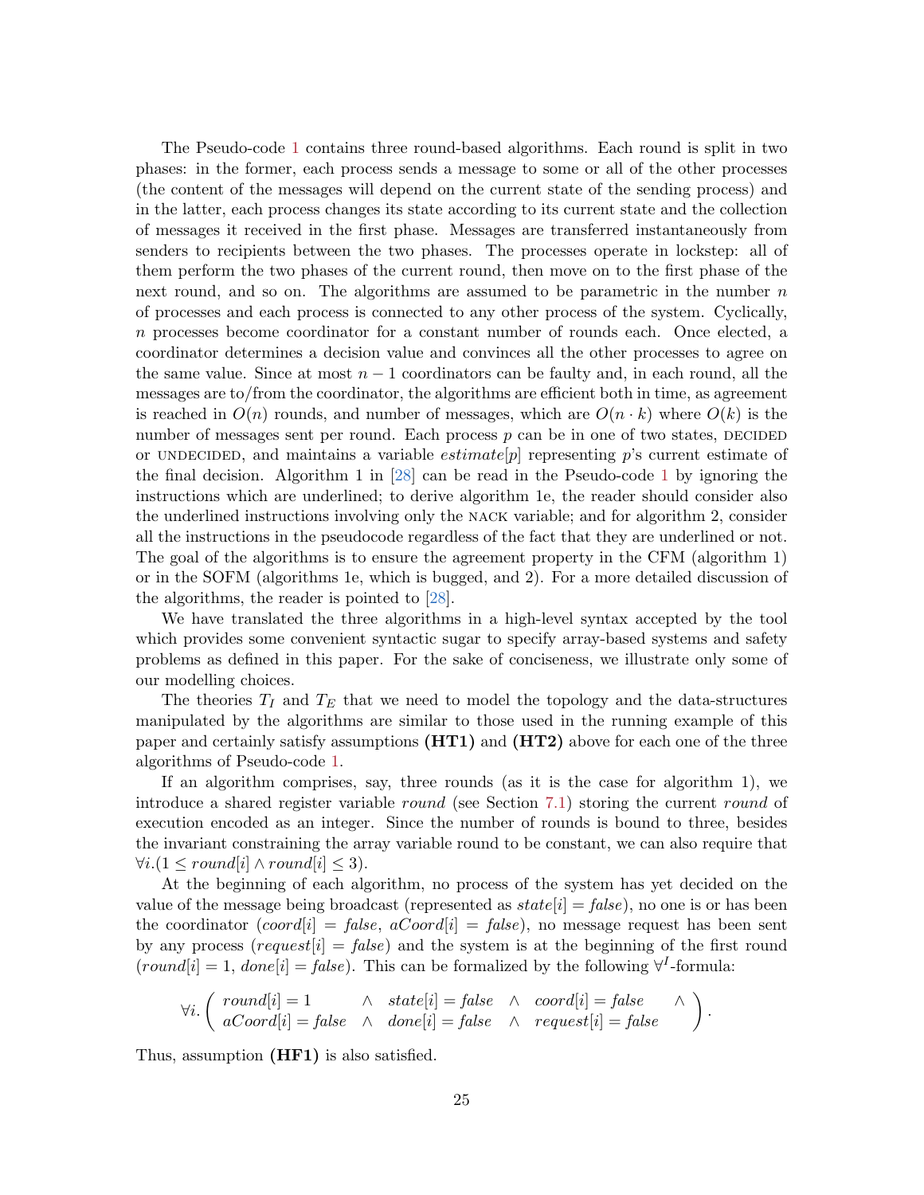The Pseudo-code 1 contains three round-based algorithms. Each round is split in two phases: in the former, each process sends a message to some or all of the other processes (the content of the messages will depend on the current state of the sending process) and in the latter, each process changes its state according to its current state and the collection of messages it received in the first phase. Messages are transferred instantaneously from senders to recipients between the two phases. The processes operate in lockstep: all of them perform the two phases of the current round, then move on to the first phase of the next round, and so on. The algorithms are assumed to be parametric in the number $n$ of processes and each process is connected to any other process of the system. Cyclically, $n$ processes become coordinator for a constant number of rounds each. Once elected, a coordinator determines a decision value and convinces all the other processes to agree on the same value. Since at most $n-1$ coordinators can be faulty and, in each round, all the messages are to/from the coordinator, the algorithms are efficient both in time, as agreement is reached in $O(n)$ rounds, and number of messages, which are $O(n \cdot k)$ where $O(k)$ is the number of messages sent per round. Each process $p$ can be in one of two states, DECIDED or UNDECIDED, and maintains a variable $estimate[p]$ representing $p$'s current estimate of the final decision. Algorithm 1 in [28] can be read in the Pseudo-code 1 by ignoring the instructions which are underlined; to derive algorithm 1e, the reader should consider also the underlined instructions involving only the NACK variable; and for algorithm 2, consider all the instructions in the pseudocode regardless of the fact that they are underlined or not. The goal of the algorithms is to ensure the agreement property in the CFM (algorithm 1) or in the SOFM (algorithms 1e, which is bugged, and 2). For a more detailed discussion of the algorithms, the reader is pointed to [28].

We have translated the three algorithms in a high-level syntax accepted by the tool which provides some convenient syntactic sugar to specify array-based systems and safety problems as defined in this paper. For the sake of conciseness, we illustrate only some of our modelling choices.

The theories $T_I$ and $T_E$ that we need to model the topology and the data-structures manipulated by the algorithms are similar to those used in the running example of this paper and certainly satisfy assumptions **(HT1)** and **(HT2)** above for each one of the three algorithms of Pseudo-code 1.

If an algorithm comprises, say, three rounds (as it is the case for algorithm 1), we introduce a shared register variable *round* (see Section 7.1) storing the current *round* of execution encoded as an integer. Since the number of rounds is bound to three, besides the invariant constraining the array variable round to be constant, we can also require that $\forall i.(1 \leq round[i] \wedge round[i] \leq 3)$.

At the beginning of each algorithm, no process of the system has yet decided on the value of the message being broadcast (represented as $state[i] = \mathit{false}$), no one is or has been the coordinator ($coord[i] = \mathit{false}$, $aCoord[i] = \mathit{false}$), no message request has been sent by any process ($request[i] = \mathit{false}$) and the system is at the beginning of the first round ($round[i] = 1$, $done[i] = \mathit{false}$). This can be formalized by the following $\forall^I$-formula:

$$\forall i. \left( \begin{array}{llll} round[i] = 1 & \wedge \;\; state[i] = \mathit{false} & \wedge \;\; coord[i] = \mathit{false} & \wedge \\ aCoord[i] = \mathit{false} & \wedge \;\; done[i] = \mathit{false} & \wedge \;\; request[i] = \mathit{false} & \end{array} \right).$$

Thus, assumption **(HF1)** is also satisfied.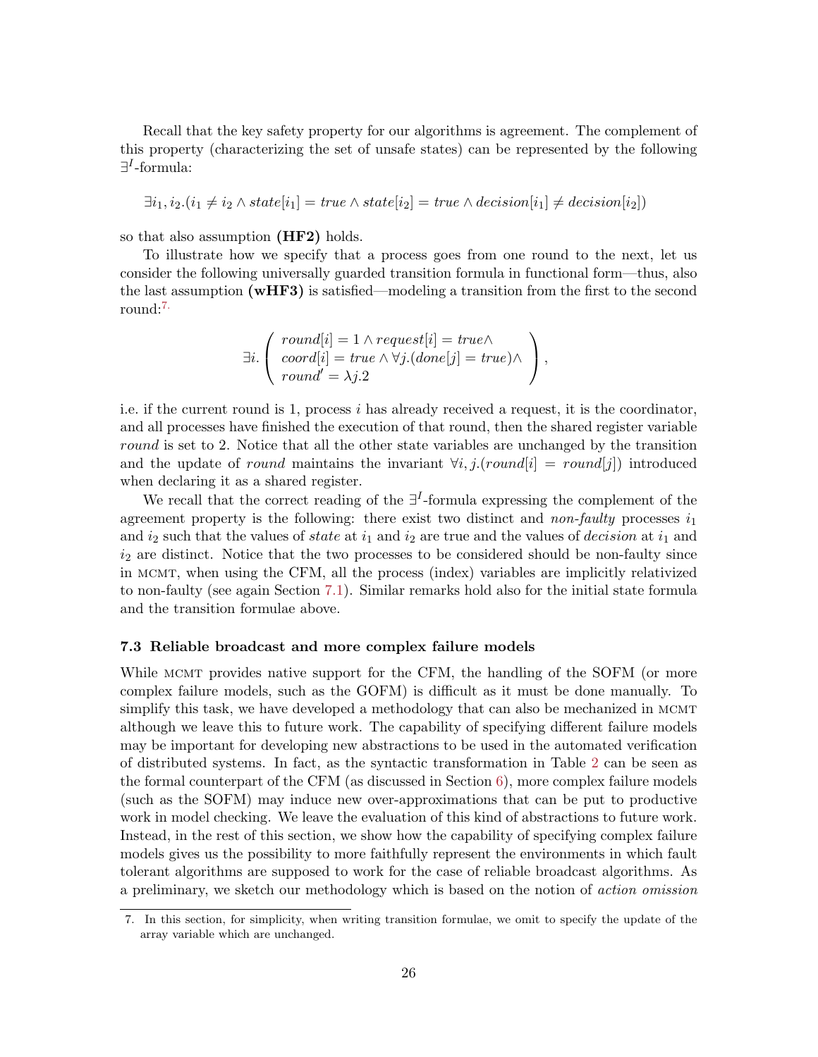Recall that the key safety property for our algorithms is agreement. The complement of this property (characterizing the set of unsafe states) can be represented by the following $\exists^I$-formula:

$$\exists i_1, i_2.(i_1 \neq i_2 \wedge state[i_1] = true \wedge state[i_2] = true \wedge decision[i_1] \neq decision[i_2])$$

so that also assumption **(HF2)** holds.

To illustrate how we specify that a process goes from one round to the next, let us consider the following universally guarded transition formula in functional form—thus, also the last assumption **(wHF3)** is satisfied—modeling a transition from the first to the second round:[7]

$$\exists i. \left( \begin{array}{l} round[i] = 1 \wedge request[i] = true \wedge \\ coord[i] = true \wedge \forall j.(done[j] = true) \wedge \\ round' = \lambda j.2 \end{array} \right),$$

i.e. if the current round is 1, process $i$ has already received a request, it is the coordinator, and all processes have finished the execution of that round, then the shared register variable *round* is set to 2. Notice that all the other state variables are unchanged by the transition and the update of *round* maintains the invariant $\forall i, j.(round[i] = round[j])$ introduced when declaring it as a shared register.

We recall that the correct reading of the $\exists^I$-formula expressing the complement of the agreement property is the following: there exist two distinct and *non-faulty* processes $i_1$ and $i_2$ such that the values of *state* at $i_1$ and $i_2$ are true and the values of *decision* at $i_1$ and $i_2$ are distinct. Notice that the two processes to be considered should be non-faulty since in MCMT, when using the CFM, all the process (index) variables are implicitly relativized to non-faulty (see again Section 7.1). Similar remarks hold also for the initial state formula and the transition formulae above.

### 7.3 Reliable broadcast and more complex failure models

While MCMT provides native support for the CFM, the handling of the SOFM (or more complex failure models, such as the GOFM) is difficult as it must be done manually. To simplify this task, we have developed a methodology that can also be mechanized in MCMT although we leave this to future work. The capability of specifying different failure models may be important for developing new abstractions to be used in the automated verification of distributed systems. In fact, as the syntactic transformation in Table 2 can be seen as the formal counterpart of the CFM (as discussed in Section 6), more complex failure models (such as the SOFM) may induce new over-approximations that can be put to productive work in model checking. We leave the evaluation of this kind of abstractions to future work. Instead, in the rest of this section, we show how the capability of specifying complex failure models gives us the possibility to more faithfully represent the environments in which fault tolerant algorithms are supposed to work for the case of reliable broadcast algorithms. As a preliminary, we sketch our methodology which is based on the notion of *action omission*

7. In this section, for simplicity, when writing transition formulae, we omit to specify the update of the array variable which are unchanged.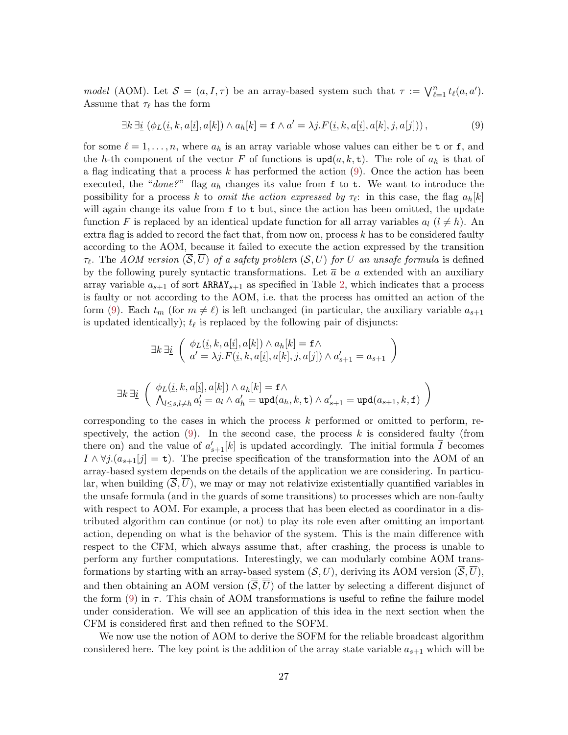*model* (AOM). Let $\mathcal{S} = (a, I, \tau)$ be an array-based system such that $\tau := \bigvee_{\ell=1}^{n} t_\ell(a, a')$. Assume that $\tau_\ell$ has the form

$$\exists k\, \exists \underline{i}\, \left(\phi_L(\underline{i}, k, a[\underline{i}], a[k]) \wedge a_h[k] = \mathtt{f} \wedge a' = \lambda j.F(\underline{i}, k, a[\underline{i}], a[k], j, a[j])\right), \tag{9}$$

for some $\ell = 1, \ldots, n$, where $a_h$ is an array variable whose values can either be $\mathtt{t}$ or $\mathtt{f}$, and the $h$-th component of the vector $F$ of functions is $\mathtt{upd}(a, k, \mathtt{t})$. The role of $a_h$ is that of a flag indicating that a process $k$ has performed the action (9). Once the action has been executed, the "*done?*" flag $a_h$ changes its value from $\mathtt{f}$ to $\mathtt{t}$. We want to introduce the possibility for a process $k$ to *omit the action expressed by* $\tau_\ell$: in this case, the flag $a_h[k]$ will again change its value from $\mathtt{f}$ to $\mathtt{t}$ but, since the action has been omitted, the update function $F$ is replaced by an identical update function for all array variables $a_l$ ($l \neq h$). An extra flag is added to record the fact that, from now on, process $k$ has to be considered faulty according to the AOM, because it failed to execute the action expressed by the transition $\tau_\ell$. The *AOM version* $(\overline{\mathcal{S}}, \overline{U})$ *of a safety problem* $(\mathcal{S}, U)$ *for* $U$ *an unsafe formula* is defined by the following purely syntactic transformations. Let $\overline{a}$ be $a$ extended with an auxiliary array variable $a_{s+1}$ of sort $\mathtt{ARRAY}_{s+1}$ as specified in Table 2, which indicates that a process is faulty or not according to the AOM, i.e. that the process has omitted an action of the form (9). Each $t_m$ (for $m \neq \ell$) is left unchanged (in particular, the auxiliary variable $a_{s+1}$ is updated identically); $t_\ell$ is replaced by the following pair of disjuncts:

$$\exists k\, \exists \underline{i} \left( \begin{array}{l} \phi_L(\underline{i}, k, a[\underline{i}], a[k]) \wedge a_h[k] = \mathtt{f} \wedge \\ a' = \lambda j.F(\underline{i}, k, a[\underline{i}], a[k], j, a[j]) \wedge a'_{s+1} = a_{s+1} \end{array} \right)$$

$$\exists k\, \exists \underline{i} \left( \begin{array}{l} \phi_L(\underline{i}, k, a[\underline{i}], a[k]) \wedge a_h[k] = \mathtt{f} \wedge \\ \bigwedge_{l \leq s, l \neq h} a'_l = a_l \wedge a'_h = \mathtt{upd}(a_h, k, \mathtt{t}) \wedge a'_{s+1} = \mathtt{upd}(a_{s+1}, k, \mathtt{f}) \end{array} \right)$$

corresponding to the cases in which the process $k$ performed or omitted to perform, respectively, the action (9). In the second case, the process $k$ is considered faulty (from there on) and the value of $a'_{s+1}[k]$ is updated accordingly. The initial formula $\overline{I}$ becomes $I \wedge \forall j.(a_{s+1}[j] = \mathtt{t})$. The precise specification of the transformation into the AOM of an array-based system depends on the details of the application we are considering. In particular, when building $(\overline{\mathcal{S}}, \overline{U})$, we may or may not relativize existentially quantified variables in the unsafe formula (and in the guards of some transitions) to processes which are non-faulty with respect to AOM. For example, a process that has been elected as coordinator in a distributed algorithm can continue (or not) to play its role even after omitting an important action, depending on what is the behavior of the system. This is the main difference with respect to the CFM, which always assume that, after crashing, the process is unable to perform any further computations. Interestingly, we can modularly combine AOM transformations by starting with an array-based system $(\mathcal{S}, U)$, deriving its AOM version $(\overline{\mathcal{S}}, \overline{U})$, and then obtaining an AOM version $(\overline{\overline{\mathcal{S}}}, \overline{\overline{U}})$ of the latter by selecting a different disjunct of the form (9) in $\tau$. This chain of AOM transformations is useful to refine the failure model under consideration. We will see an application of this idea in the next section when the CFM is considered first and then refined to the SOFM.

We now use the notion of AOM to derive the SOFM for the reliable broadcast algorithm considered here. The key point is the addition of the array state variable $a_{s+1}$ which will be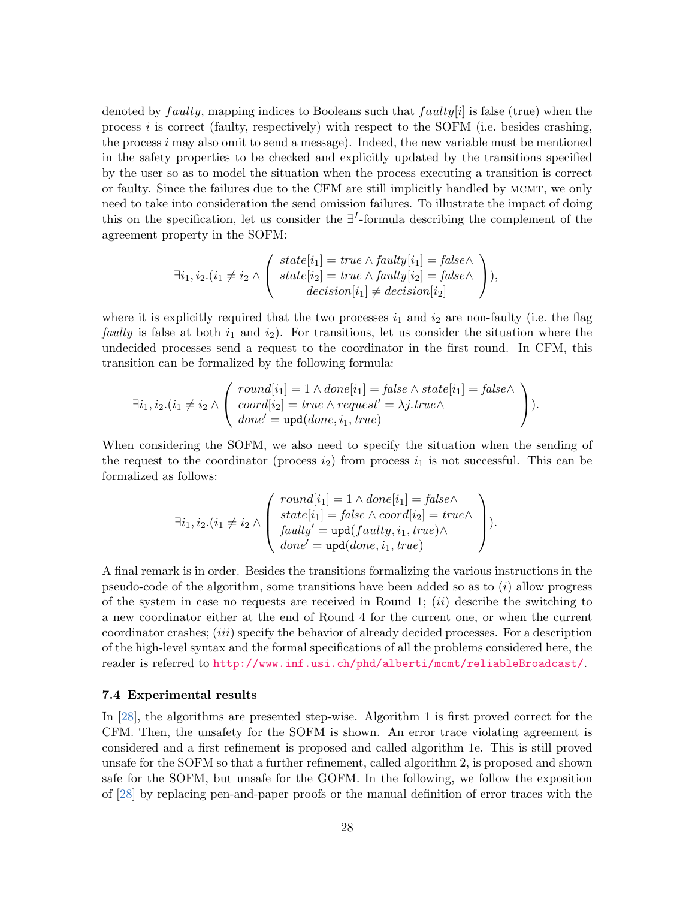denoted by $faulty$, mapping indices to Booleans such that $faulty[i]$ is false (true) when the process $i$ is correct (faulty, respectively) with respect to the SOFM (i.e. besides crashing, the process $i$ may also omit to send a message). Indeed, the new variable must be mentioned in the safety properties to be checked and explicitly updated by the transitions specified by the user so as to model the situation when the process executing a transition is correct or faulty. Since the failures due to the CFM are still implicitly handled by MCMT, we only need to take into consideration the send omission failures. To illustrate the impact of doing this on the specification, let us consider the $\exists^I$-formula describing the complement of the agreement property in the SOFM:

$$\exists i_1, i_2.(i_1 \neq i_2 \wedge \left( \begin{array}{c} state[i_1] = true \wedge faulty[i_1] = false \wedge \\ state[i_2] = true \wedge faulty[i_2] = false \wedge \\ decision[i_1] \neq decision[i_2] \end{array} \right)),$$

where it is explicitly required that the two processes $i_1$ and $i_2$ are non-faulty (i.e. the flag *faulty* is false at both $i_1$ and $i_2$). For transitions, let us consider the situation where the undecided processes send a request to the coordinator in the first round. In CFM, this transition can be formalized by the following formula:

$$\exists i_1, i_2.(i_1 \neq i_2 \wedge \left( \begin{array}{l} round[i_1] = 1 \wedge done[i_1] = false \wedge state[i_1] = false \wedge \\ coord[i_2] = true \wedge request' = \lambda j.true \wedge \\ done' = \mathtt{upd}(done, i_1, true) \end{array} \right)).$$

When considering the SOFM, we also need to specify the situation when the sending of the request to the coordinator (process $i_2$) from process $i_1$ is not successful. This can be formalized as follows:

$$\exists i_1, i_2.(i_1 \neq i_2 \wedge \left( \begin{array}{l} round[i_1] = 1 \wedge done[i_1] = false \wedge \\ state[i_1] = false \wedge coord[i_2] = true \wedge \\ faulty' = \mathtt{upd}(faulty, i_1, true) \wedge \\ done' = \mathtt{upd}(done, i_1, true) \end{array} \right)).$$

A final remark is in order. Besides the transitions formalizing the various instructions in the pseudo-code of the algorithm, some transitions have been added so as to $(i)$ allow progress of the system in case no requests are received in Round 1; $(ii)$ describe the switching to a new coordinator either at the end of Round 4 for the current one, or when the current coordinator crashes; $(iii)$ specify the behavior of already decided processes. For a description of the high-level syntax and the formal specifications of all the problems considered here, the reader is referred to http://www.inf.usi.ch/phd/alberti/mcmt/reliableBroadcast/.

### 7.4 Experimental results

In [28], the algorithms are presented step-wise. Algorithm 1 is first proved correct for the CFM. Then, the unsafety for the SOFM is shown. An error trace violating agreement is considered and a first refinement is proposed and called algorithm 1e. This is still proved unsafe for the SOFM so that a further refinement, called algorithm 2, is proposed and shown safe for the SOFM, but unsafe for the GOFM. In the following, we follow the exposition of [28] by replacing pen-and-paper proofs or the manual definition of error traces with the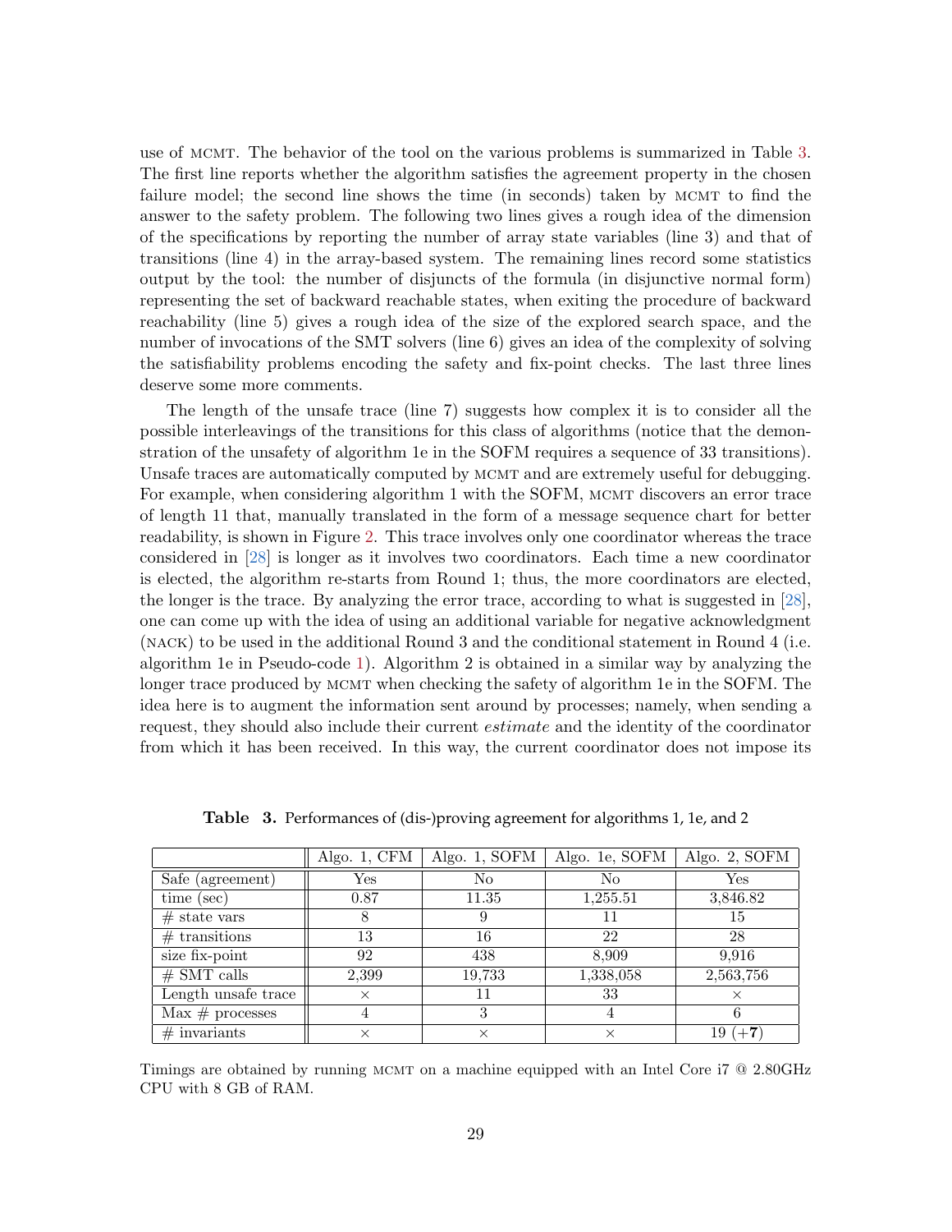use of MCMT. The behavior of the tool on the various problems is summarized in Table 3. The first line reports whether the algorithm satisfies the agreement property in the chosen failure model; the second line shows the time (in seconds) taken by MCMT to find the answer to the safety problem. The following two lines gives a rough idea of the dimension of the specifications by reporting the number of array state variables (line 3) and that of transitions (line 4) in the array-based system. The remaining lines record some statistics output by the tool: the number of disjuncts of the formula (in disjunctive normal form) representing the set of backward reachable states, when exiting the procedure of backward reachability (line 5) gives a rough idea of the size of the explored search space, and the number of invocations of the SMT solvers (line 6) gives an idea of the complexity of solving the satisfiability problems encoding the safety and fix-point checks. The last three lines deserve some more comments.

The length of the unsafe trace (line 7) suggests how complex it is to consider all the possible interleavings of the transitions for this class of algorithms (notice that the demonstration of the unsafety of algorithm 1e in the SOFM requires a sequence of 33 transitions). Unsafe traces are automatically computed by MCMT and are extremely useful for debugging. For example, when considering algorithm 1 with the SOFM, MCMT discovers an error trace of length 11 that, manually translated in the form of a message sequence chart for better readability, is shown in Figure 2. This trace involves only one coordinator whereas the trace considered in [28] is longer as it involves two coordinators. Each time a new coordinator is elected, the algorithm re-starts from Round 1; thus, the more coordinators are elected, the longer is the trace. By analyzing the error trace, according to what is suggested in [28], one can come up with the idea of using an additional variable for negative acknowledgment (NACK) to be used in the additional Round 3 and the conditional statement in Round 4 (i.e. algorithm 1e in Pseudo-code 1). Algorithm 2 is obtained in a similar way by analyzing the longer trace produced by MCMT when checking the safety of algorithm 1e in the SOFM. The idea here is to augment the information sent around by processes; namely, when sending a request, they should also include their current *estimate* and the identity of the coordinator from which it has been received. In this way, the current coordinator does not impose its

**Table 3.** Performances of (dis-)proving agreement for algorithms 1, 1e, and 2

| | Algo. 1, CFM | Algo. 1, SOFM | Algo. 1e, SOFM | Algo. 2, SOFM |
|---|---|---|---|---|
| Safe (agreement) | Yes | No | No | Yes |
| time (sec) | 0.87 | 11.35 | 1,255.51 | 3,846.82 |
| # state vars | 8 | 9 | 11 | 15 |
| # transitions | 13 | 16 | 22 | 28 |
| size fix-point | 92 | 438 | 8,909 | 9,916 |
| # SMT calls | 2,399 | 19,733 | 1,338,058 | 2,563,756 |
| Length unsafe trace | × | 11 | 33 | × |
| Max # processes | 4 | 3 | 4 | 6 |
| # invariants | × | × | × | 19 (+**7**) |

Timings are obtained by running MCMT on a machine equipped with an Intel Core i7 @ 2.80GHz CPU with 8 GB of RAM.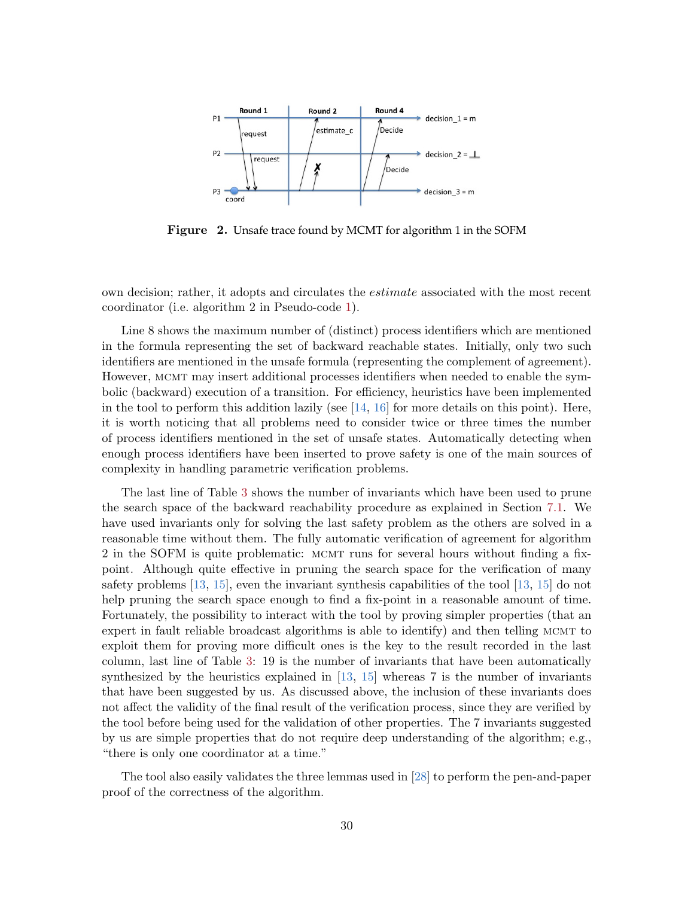**Figure 2.** Unsafe trace found by MCMT for algorithm 1 in the SOFM

own decision; rather, it adopts and circulates the *estimate* associated with the most recent coordinator (i.e. algorithm 2 in Pseudo-code 1).

Line 8 shows the maximum number of (distinct) process identifiers which are mentioned in the formula representing the set of backward reachable states. Initially, only two such identifiers are mentioned in the unsafe formula (representing the complement of agreement). However, MCMT may insert additional processes identifiers when needed to enable the symbolic (backward) execution of a transition. For efficiency, heuristics have been implemented in the tool to perform this addition lazily (see [14, 16] for more details on this point). Here, it is worth noticing that all problems need to consider twice or three times the number of process identifiers mentioned in the set of unsafe states. Automatically detecting when enough process identifiers have been inserted to prove safety is one of the main sources of complexity in handling parametric verification problems.

The last line of Table 3 shows the number of invariants which have been used to prune the search space of the backward reachability procedure as explained in Section 7.1. We have used invariants only for solving the last safety problem as the others are solved in a reasonable time without them. The fully automatic verification of agreement for algorithm 2 in the SOFM is quite problematic: MCMT runs for several hours without finding a fix-point. Although quite effective in pruning the search space for the verification of many safety problems [13, 15], even the invariant synthesis capabilities of the tool [13, 15] do not help pruning the search space enough to find a fix-point in a reasonable amount of time. Fortunately, the possibility to interact with the tool by proving simpler properties (that an expert in fault reliable broadcast algorithms is able to identify) and then telling MCMT to exploit them for proving more difficult ones is the key to the result recorded in the last column, last line of Table 3: 19 is the number of invariants that have been automatically synthesized by the heuristics explained in [13, 15] whereas 7 is the number of invariants that have been suggested by us. As discussed above, the inclusion of these invariants does not affect the validity of the final result of the verification process, since they are verified by the tool before being used for the validation of other properties. The 7 invariants suggested by us are simple properties that do not require deep understanding of the algorithm; e.g., "there is only one coordinator at a time."

The tool also easily validates the three lemmas used in [28] to perform the pen-and-paper proof of the correctness of the algorithm.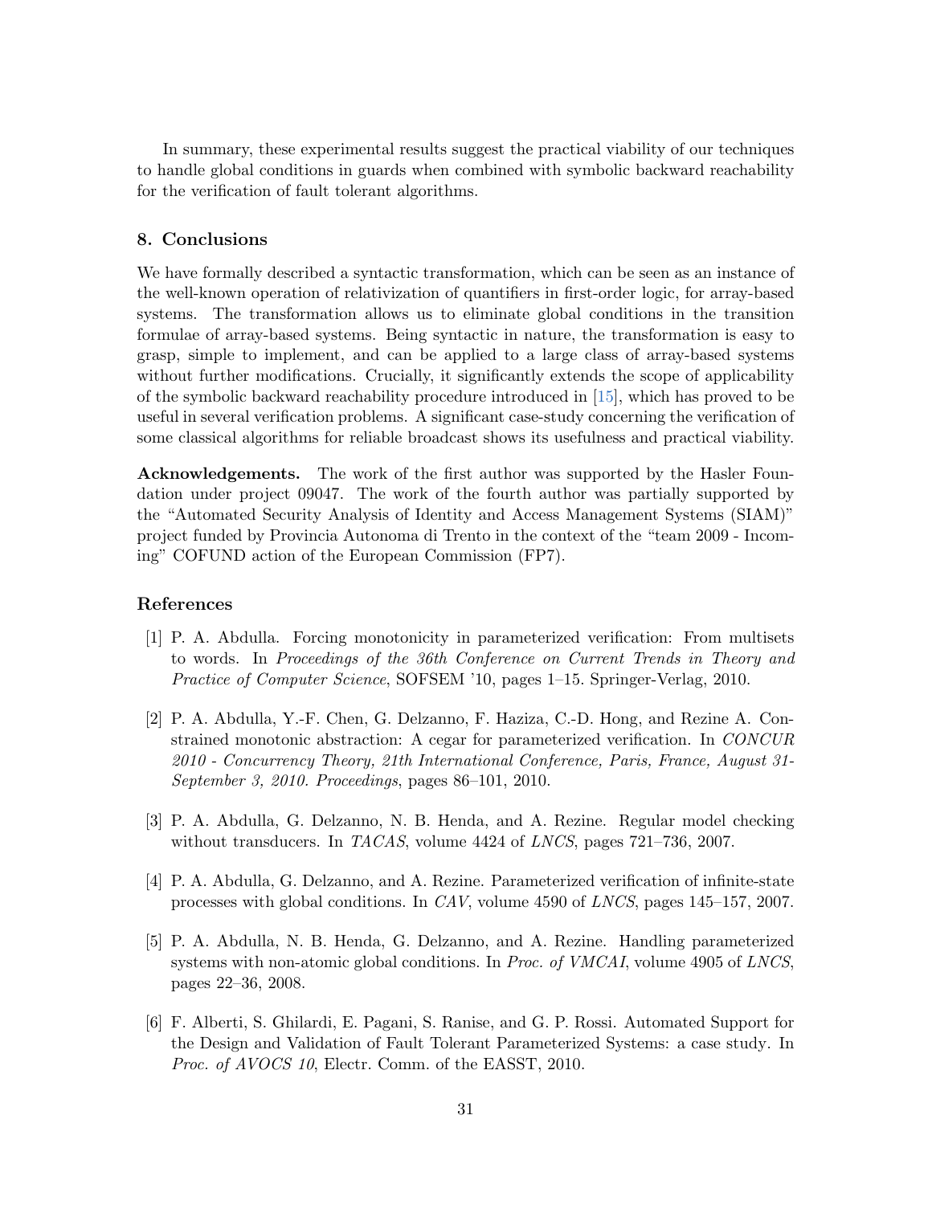In summary, these experimental results suggest the practical viability of our techniques to handle global conditions in guards when combined with symbolic backward reachability for the verification of fault tolerant algorithms.

## 8. Conclusions

We have formally described a syntactic transformation, which can be seen as an instance of the well-known operation of relativization of quantifiers in first-order logic, for array-based systems. The transformation allows us to eliminate global conditions in the transition formulae of array-based systems. Being syntactic in nature, the transformation is easy to grasp, simple to implement, and can be applied to a large class of array-based systems without further modifications. Crucially, it significantly extends the scope of applicability of the symbolic backward reachability procedure introduced in [15], which has proved to be useful in several verification problems. A significant case-study concerning the verification of some classical algorithms for reliable broadcast shows its usefulness and practical viability.

**Acknowledgements.** The work of the first author was supported by the Hasler Foundation under project 09047. The work of the fourth author was partially supported by the "Automated Security Analysis of Identity and Access Management Systems (SIAM)" project funded by Provincia Autonoma di Trento in the context of the "team 2009 - Incoming" COFUND action of the European Commission (FP7).

## References

[1] P. A. Abdulla. Forcing monotonicity in parameterized verification: From multisets to words. In *Proceedings of the 36th Conference on Current Trends in Theory and Practice of Computer Science*, SOFSEM '10, pages 1–15. Springer-Verlag, 2010.

[2] P. A. Abdulla, Y.-F. Chen, G. Delzanno, F. Haziza, C.-D. Hong, and Rezine A. Constrained monotonic abstraction: A cegar for parameterized verification. In *CONCUR 2010 - Concurrency Theory, 21th International Conference, Paris, France, August 31-September 3, 2010. Proceedings*, pages 86–101, 2010.

[3] P. A. Abdulla, G. Delzanno, N. B. Henda, and A. Rezine. Regular model checking without transducers. In *TACAS*, volume 4424 of *LNCS*, pages 721–736, 2007.

[4] P. A. Abdulla, G. Delzanno, and A. Rezine. Parameterized verification of infinite-state processes with global conditions. In *CAV*, volume 4590 of *LNCS*, pages 145–157, 2007.

[5] P. A. Abdulla, N. B. Henda, G. Delzanno, and A. Rezine. Handling parameterized systems with non-atomic global conditions. In *Proc. of VMCAI*, volume 4905 of *LNCS*, pages 22–36, 2008.

[6] F. Alberti, S. Ghilardi, E. Pagani, S. Ranise, and G. P. Rossi. Automated Support for the Design and Validation of Fault Tolerant Parameterized Systems: a case study. In *Proc. of AVOCS 10*, Electr. Comm. of the EASST, 2010.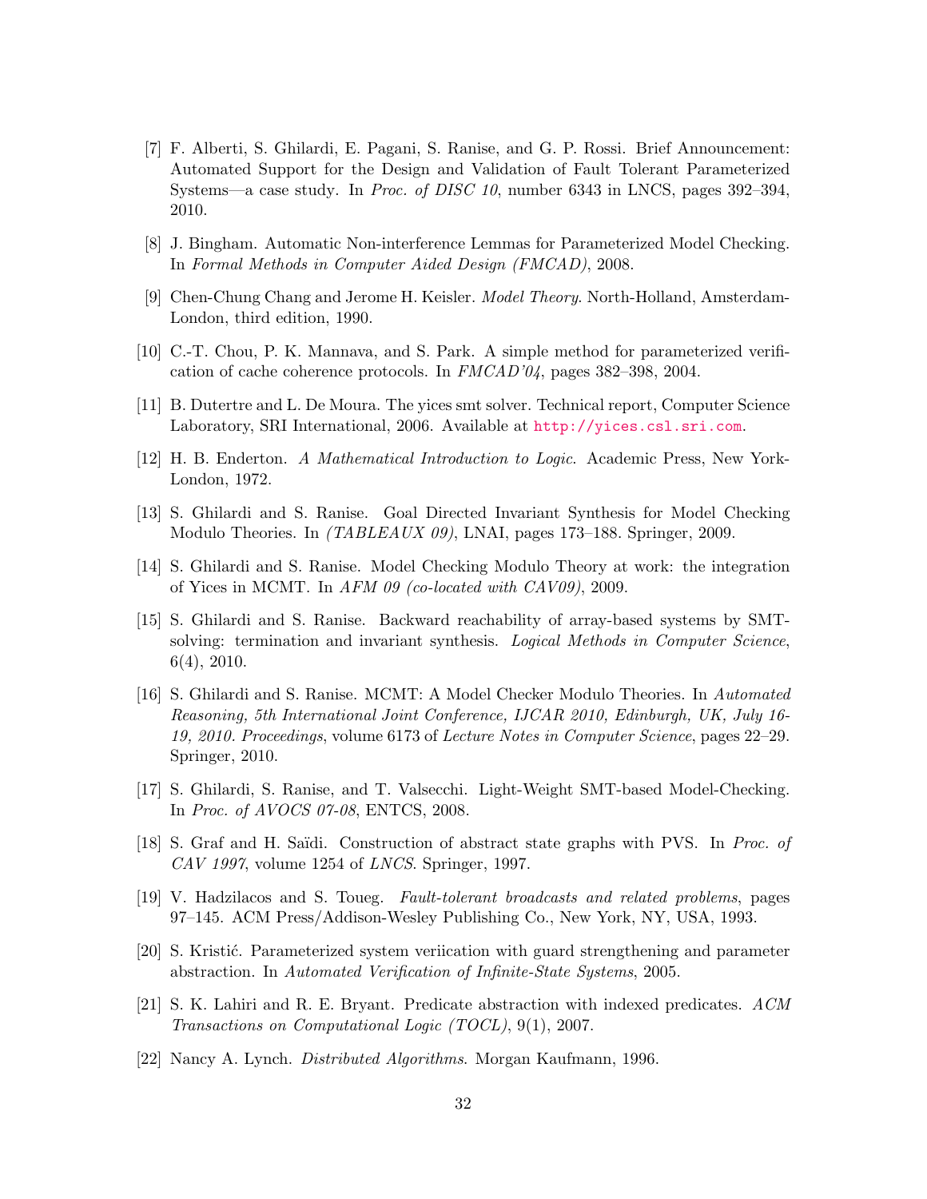[7] F. Alberti, S. Ghilardi, E. Pagani, S. Ranise, and G. P. Rossi. Brief Announcement: Automated Support for the Design and Validation of Fault Tolerant Parameterized Systems—a case study. In *Proc. of DISC 10*, number 6343 in LNCS, pages 392–394, 2010.

[8] J. Bingham. Automatic Non-interference Lemmas for Parameterized Model Checking. In *Formal Methods in Computer Aided Design (FMCAD)*, 2008.

[9] Chen-Chung Chang and Jerome H. Keisler. *Model Theory*. North-Holland, Amsterdam-London, third edition, 1990.

[10] C.-T. Chou, P. K. Mannava, and S. Park. A simple method for parameterized verification of cache coherence protocols. In *FMCAD'04*, pages 382–398, 2004.

[11] B. Dutertre and L. De Moura. The yices smt solver. Technical report, Computer Science Laboratory, SRI International, 2006. Available at http://yices.csl.sri.com.

[12] H. B. Enderton. *A Mathematical Introduction to Logic*. Academic Press, New York-London, 1972.

[13] S. Ghilardi and S. Ranise. Goal Directed Invariant Synthesis for Model Checking Modulo Theories. In *(TABLEAUX 09)*, LNAI, pages 173–188. Springer, 2009.

[14] S. Ghilardi and S. Ranise. Model Checking Modulo Theory at work: the integration of Yices in MCMT. In *AFM 09 (co-located with CAV09)*, 2009.

[15] S. Ghilardi and S. Ranise. Backward reachability of array-based systems by SMT-solving: termination and invariant synthesis. *Logical Methods in Computer Science*, 6(4), 2010.

[16] S. Ghilardi and S. Ranise. MCMT: A Model Checker Modulo Theories. In *Automated Reasoning, 5th International Joint Conference, IJCAR 2010, Edinburgh, UK, July 16-19, 2010. Proceedings*, volume 6173 of *Lecture Notes in Computer Science*, pages 22–29. Springer, 2010.

[17] S. Ghilardi, S. Ranise, and T. Valsecchi. Light-Weight SMT-based Model-Checking. In *Proc. of AVOCS 07-08*, ENTCS, 2008.

[18] S. Graf and H. Saïdi. Construction of abstract state graphs with PVS. In *Proc. of CAV 1997*, volume 1254 of *LNCS*. Springer, 1997.

[19] V. Hadzilacos and S. Toueg. *Fault-tolerant broadcasts and related problems*, pages 97–145. ACM Press/Addison-Wesley Publishing Co., New York, NY, USA, 1993.

[20] S. Kristić. Parameterized system veriication with guard strengthening and parameter abstraction. In *Automated Verification of Infinite-State Systems*, 2005.

[21] S. K. Lahiri and R. E. Bryant. Predicate abstraction with indexed predicates. *ACM Transactions on Computational Logic (TOCL)*, 9(1), 2007.

[22] Nancy A. Lynch. *Distributed Algorithms*. Morgan Kaufmann, 1996.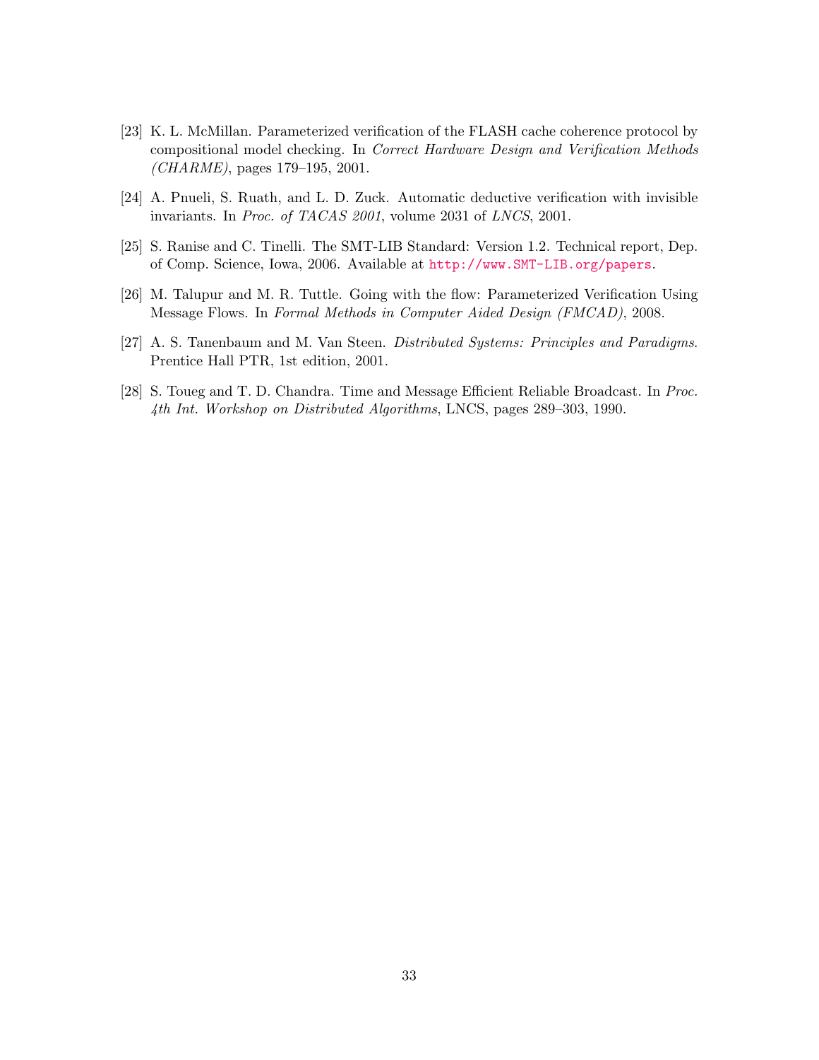[23] K. L. McMillan. Parameterized verification of the FLASH cache coherence protocol by compositional model checking. In *Correct Hardware Design and Verification Methods (CHARME)*, pages 179–195, 2001.

[24] A. Pnueli, S. Ruath, and L. D. Zuck. Automatic deductive verification with invisible invariants. In *Proc. of TACAS 2001*, volume 2031 of *LNCS*, 2001.

[25] S. Ranise and C. Tinelli. The SMT-LIB Standard: Version 1.2. Technical report, Dep. of Comp. Science, Iowa, 2006. Available at http://www.SMT-LIB.org/papers.

[26] M. Talupur and M. R. Tuttle. Going with the flow: Parameterized Verification Using Message Flows. In *Formal Methods in Computer Aided Design (FMCAD)*, 2008.

[27] A. S. Tanenbaum and M. Van Steen. *Distributed Systems: Principles and Paradigms*. Prentice Hall PTR, 1st edition, 2001.

[28] S. Toueg and T. D. Chandra. Time and Message Efficient Reliable Broadcast. In *Proc. 4th Int. Workshop on Distributed Algorithms*, LNCS, pages 289–303, 1990.